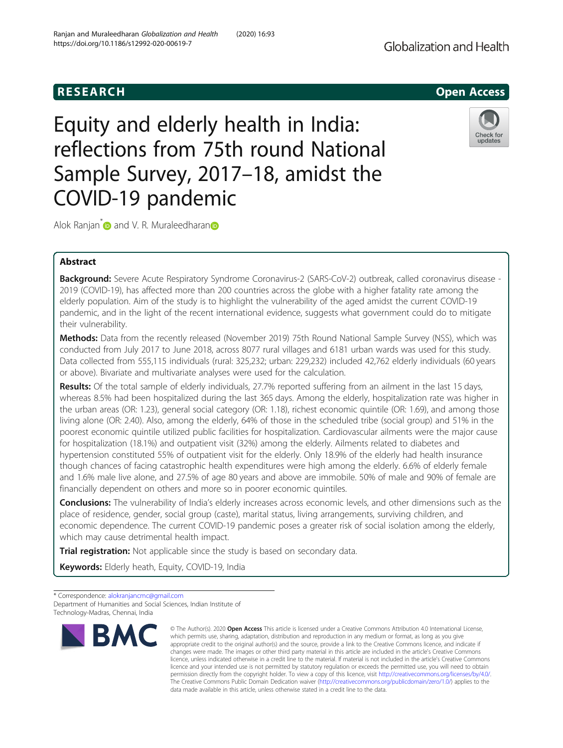RESEARCH

Open Access

# Equity and elderly health in India: reflections from 75th round National Sample Survey, 2017–18, amidst the COVID-19 pandemic

Alok Ranjan* and V. R. Muraleedharan

## Abstract

**Background:** Severe Acute Respiratory Syndrome Coronavirus-2 (SARS-CoV-2) outbreak, called coronavirus disease - 2019 (COVID-19), has affected more than 200 countries across the globe with a higher fatality rate among the elderly population. Aim of the study is to highlight the vulnerability of the aged amidst the current COVID-19 pandemic, and in the light of the recent international evidence, suggests what government could do to mitigate their vulnerability.

**Methods:** Data from the recently released (November 2019) 75th Round National Sample Survey (NSS), which was conducted from July 2017 to June 2018, across 8077 rural villages and 6181 urban wards was used for this study. Data collected from 555,115 individuals (rural: 325,232; urban: 229,232) included 42,762 elderly individuals (60 years or above). Bivariate and multivariate analyses were used for the calculation.

**Results:** Of the total sample of elderly individuals, 27.7% reported suffering from an ailment in the last 15 days, whereas 8.5% had been hospitalized during the last 365 days. Among the elderly, hospitalization rate was higher in the urban areas (OR: 1.23), general social category (OR: 1.18), richest economic quintile (OR: 1.69), and among those living alone (OR: 2.40). Also, among the elderly, 64% of those in the scheduled tribe (social group) and 51% in the poorest economic quintile utilized public facilities for hospitalization. Cardiovascular ailments were the major cause for hospitalization (18.1%) and outpatient visit (32%) among the elderly. Ailments related to diabetes and hypertension constituted 55% of outpatient visit for the elderly. Only 18.9% of the elderly had health insurance though chances of facing catastrophic health expenditures were high among the elderly. 6.6% of elderly female and 1.6% male live alone, and 27.5% of age 80 years and above are immobile. 50% of male and 90% of female are financially dependent on others and more so in poorer economic quintiles.

**Conclusions:** The vulnerability of India's elderly increases across economic levels, and other dimensions such as the place of residence, gender, social group (caste), marital status, living arrangements, surviving children, and economic dependence. The current COVID-19 pandemic poses a greater risk of social isolation among the elderly, which may cause detrimental health impact.

**Trial registration:** Not applicable since the study is based on secondary data.

**Keywords:** Elderly heath, Equity, COVID-19, India

\* Correspondence: alokranjancmc@gmail.com
Department of Humanities and Social Sciences, Indian Institute of Technology-Madras, Chennai, India

© The Author(s). 2020 **Open Access** This article is licensed under a Creative Commons Attribution 4.0 International License, which permits use, sharing, adaptation, distribution and reproduction in any medium or format, as long as you give appropriate credit to the original author(s) and the source, provide a link to the Creative Commons licence, and indicate if changes were made. The images or other third party material in this article are included in the article's Creative Commons licence, unless indicated otherwise in a credit line to the material. If material is not included in the article's Creative Commons licence and your intended use is not permitted by statutory regulation or exceeds the permitted use, you will need to obtain permission directly from the copyright holder. To view a copy of this licence, visit http://creativecommons.org/licenses/by/4.0/. The Creative Commons Public Domain Dedication waiver (http://creativecommons.org/publicdomain/zero/1.0/) applies to the data made available in this article, unless otherwise stated in a credit line to the data.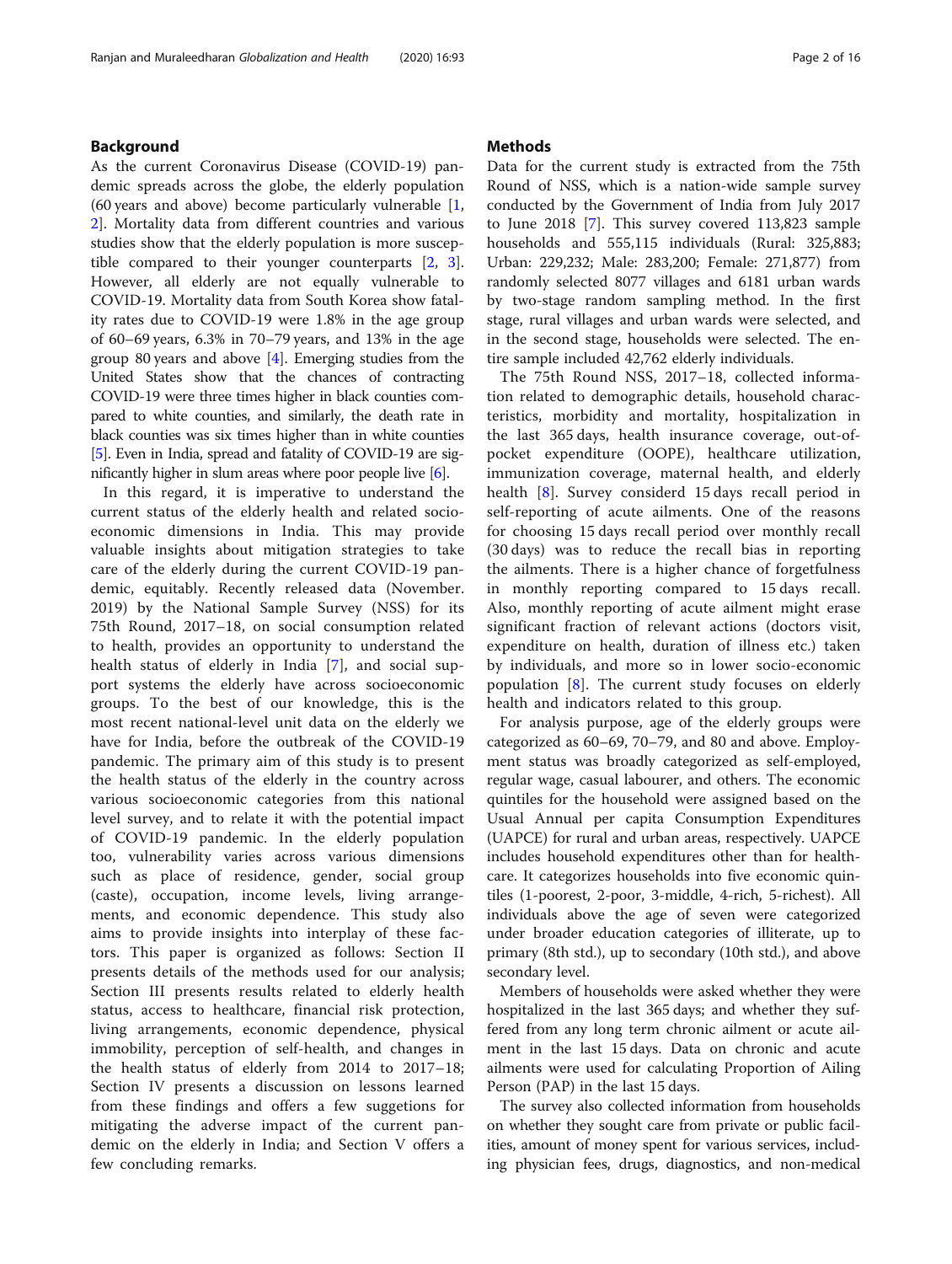## Background

As the current Coronavirus Disease (COVID-19) pandemic spreads across the globe, the elderly population (60 years and above) become particularly vulnerable [1, 2]. Mortality data from different countries and various studies show that the elderly population is more susceptible compared to their younger counterparts [2, 3]. However, all elderly are not equally vulnerable to COVID-19. Mortality data from South Korea show fatality rates due to COVID-19 were 1.8% in the age group of 60–69 years, 6.3% in 70–79 years, and 13% in the age group 80 years and above [4]. Emerging studies from the United States show that the chances of contracting COVID-19 were three times higher in black counties compared to white counties, and similarly, the death rate in black counties was six times higher than in white counties [5]. Even in India, spread and fatality of COVID-19 are significantly higher in slum areas where poor people live [6].

In this regard, it is imperative to understand the current status of the elderly health and related socioeconomic dimensions in India. This may provide valuable insights about mitigation strategies to take care of the elderly during the current COVID-19 pandemic, equitably. Recently released data (November. 2019) by the National Sample Survey (NSS) for its 75th Round, 2017–18, on social consumption related to health, provides an opportunity to understand the health status of elderly in India [7], and social support systems the elderly have across socioeconomic groups. To the best of our knowledge, this is the most recent national-level unit data on the elderly we have for India, before the outbreak of the COVID-19 pandemic. The primary aim of this study is to present the health status of the elderly in the country across various socioeconomic categories from this national level survey, and to relate it with the potential impact of COVID-19 pandemic. In the elderly population too, vulnerability varies across various dimensions such as place of residence, gender, social group (caste), occupation, income levels, living arrangements, and economic dependence. This study also aims to provide insights into interplay of these factors. This paper is organized as follows: Section II presents details of the methods used for our analysis; Section III presents results related to elderly health status, access to healthcare, financial risk protection, living arrangements, economic dependence, physical immobility, perception of self-health, and changes in the health status of elderly from 2014 to 2017–18; Section IV presents a discussion on lessons learned from these findings and offers a few suggestions for mitigating the adverse impact of the current pandemic on the elderly in India; and Section V offers a few concluding remarks.

## Methods

Data for the current study is extracted from the 75th Round of NSS, which is a nation-wide sample survey conducted by the Government of India from July 2017 to June 2018 [7]. This survey covered 113,823 sample households and 555,115 individuals (Rural: 325,883; Urban: 229,232; Male: 283,200; Female: 271,877) from randomly selected 8077 villages and 6181 urban wards by two-stage random sampling method. In the first stage, rural villages and urban wards were selected, and in the second stage, households were selected. The entire sample included 42,762 elderly individuals.

The 75th Round NSS, 2017–18, collected information related to demographic details, household characteristics, morbidity and mortality, hospitalization in the last 365 days, health insurance coverage, out-of-pocket expenditure (OOPE), healthcare utilization, immunization coverage, maternal health, and elderly health [8]. Survey considerd 15 days recall period in self-reporting of acute ailments. One of the reasons for choosing 15 days recall period over monthly recall (30 days) was to reduce the recall bias in reporting the ailments. There is a higher chance of forgetfulness in monthly reporting compared to 15 days recall. Also, monthly reporting of acute ailment might erase significant fraction of relevant actions (doctors visit, expenditure on health, duration of illness etc.) taken by individuals, and more so in lower socio-economic population [8]. The current study focuses on elderly health and indicators related to this group.

For analysis purpose, age of the elderly groups were categorized as 60–69, 70–79, and 80 and above. Employment status was broadly categorized as self-employed, regular wage, casual labourer, and others. The economic quintiles for the household were assigned based on the Usual Annual per capita Consumption Expenditures (UAPCE) for rural and urban areas, respectively. UAPCE includes household expenditures other than for healthcare. It categorizes households into five economic quintiles (1-poorest, 2-poor, 3-middle, 4-rich, 5-richest). All individuals above the age of seven were categorized under broader education categories of illiterate, up to primary (8th std.), up to secondary (10th std.), and above secondary level.

Members of households were asked whether they were hospitalized in the last 365 days; and whether they suffered from any long term chronic ailment or acute ailment in the last 15 days. Data on chronic and acute ailments were used for calculating Proportion of Ailing Person (PAP) in the last 15 days.

The survey also collected information from households on whether they sought care from private or public facilities, amount of money spent for various services, including physician fees, drugs, diagnostics, and non-medical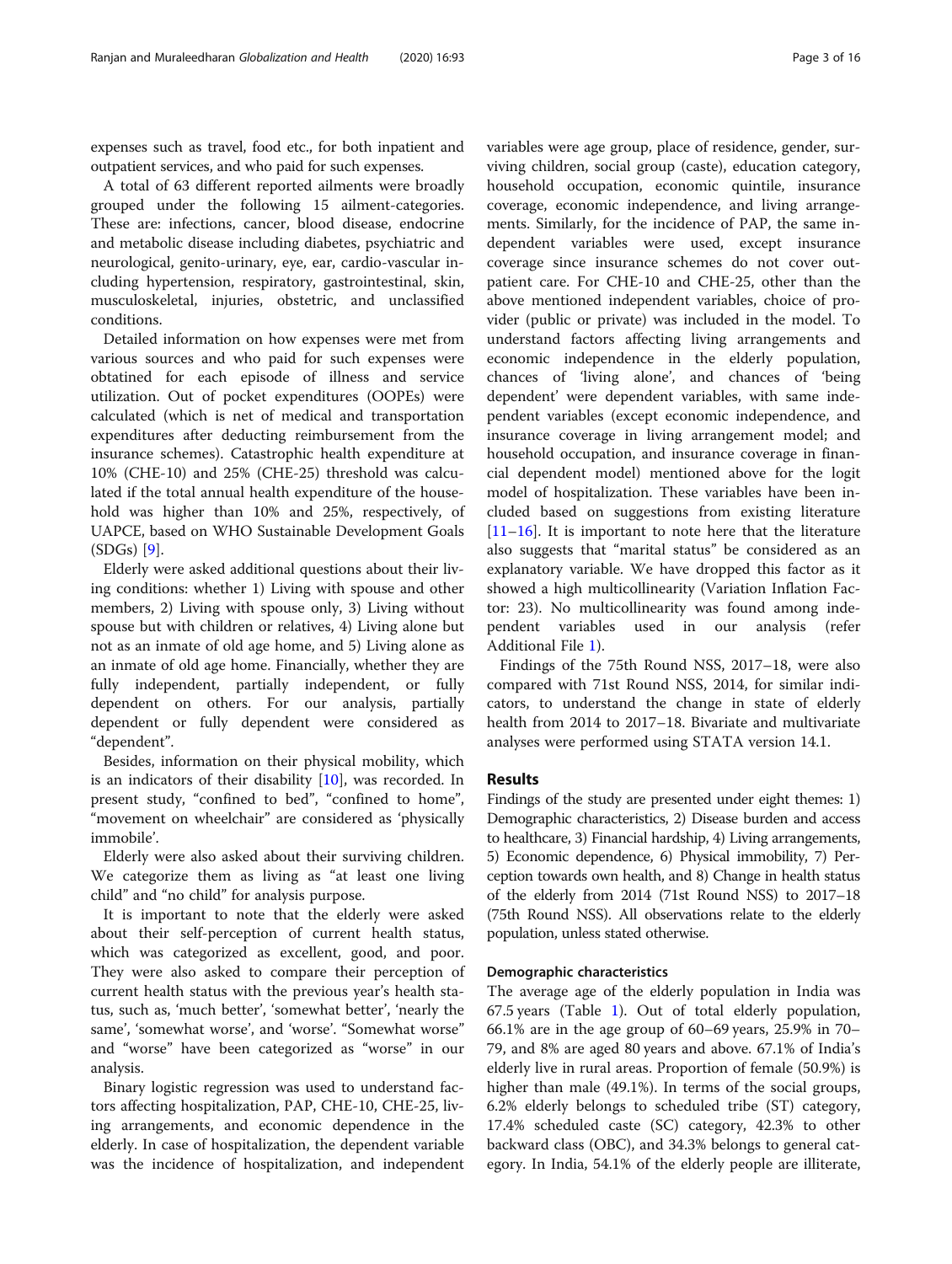expenses such as travel, food etc., for both inpatient and outpatient services, and who paid for such expenses.

A total of 63 different reported ailments were broadly grouped under the following 15 ailment-categories. These are: infections, cancer, blood disease, endocrine and metabolic disease including diabetes, psychiatric and neurological, genito-urinary, eye, ear, cardio-vascular including hypertension, respiratory, gastrointestinal, skin, musculoskeletal, injuries, obstetric, and unclassified conditions.

Detailed information on how expenses were met from various sources and who paid for such expenses were obtained for each episode of illness and service utilization. Out of pocket expenditures (OOPEs) were calculated (which is net of medical and transportation expenditures after deducting reimbursement from the insurance schemes). Catastrophic health expenditure at 10% (CHE-10) and 25% (CHE-25) threshold was calculated if the total annual health expenditure of the household was higher than 10% and 25%, respectively, of UAPCE, based on WHO Sustainable Development Goals (SDGs) [9].

Elderly were asked additional questions about their living conditions: whether 1) Living with spouse and other members, 2) Living with spouse only, 3) Living without spouse but with children or relatives, 4) Living alone but not as an inmate of old age home, and 5) Living alone as an inmate of old age home. Financially, whether they are fully independent, partially independent, or fully dependent on others. For our analysis, partially dependent or fully dependent were considered as "dependent".

Besides, information on their physical mobility, which is an indicators of their disability [10], was recorded. In present study, "confined to bed", "confined to home", "movement on wheelchair" are considered as 'physically immobile'.

Elderly were also asked about their surviving children. We categorize them as living as "at least one living child" and "no child" for analysis purpose.

It is important to note that the elderly were asked about their self-perception of current health status, which was categorized as excellent, good, and poor. They were also asked to compare their perception of current health status with the previous year's health status, such as, 'much better', 'somewhat better', 'nearly the same', 'somewhat worse', and 'worse'. "Somewhat worse" and "worse" have been categorized as "worse" in our analysis.

Binary logistic regression was used to understand factors affecting hospitalization, PAP, CHE-10, CHE-25, living arrangements, and economic dependence in the elderly. In case of hospitalization, the dependent variable was the incidence of hospitalization, and independent variables were age group, place of residence, gender, surviving children, social group (caste), education category, household occupation, economic quintile, insurance coverage, economic independence, and living arrangements. Similarly, for the incidence of PAP, the same independent variables were used, except insurance coverage since insurance schemes do not cover outpatient care. For CHE-10 and CHE-25, other than the above mentioned independent variables, choice of provider (public or private) was included in the model. To understand factors affecting living arrangements and economic independence in the elderly population, chances of 'living alone', and chances of 'being dependent' were dependent variables, with same independent variables (except economic independence, and insurance coverage in living arrangement model; and household occupation, and insurance coverage in financial dependent model) mentioned above for the logit model of hospitalization. These variables have been included based on suggestions from existing literature [11–16]. It is important to note here that the literature also suggests that "marital status" be considered as an explanatory variable. We have dropped this factor as it showed a high multicollinearity (Variation Inflation Factor: 23). No multicollinearity was found among independent variables used in our analysis (refer Additional File 1).

Findings of the 75th Round NSS, 2017–18, were also compared with 71st Round NSS, 2014, for similar indicators, to understand the change in state of elderly health from 2014 to 2017–18. Bivariate and multivariate analyses were performed using STATA version 14.1.

## Results

Findings of the study are presented under eight themes: 1) Demographic characteristics, 2) Disease burden and access to healthcare, 3) Financial hardship, 4) Living arrangements, 5) Economic dependence, 6) Physical immobility, 7) Perception towards own health, and 8) Change in health status of the elderly from 2014 (71st Round NSS) to 2017–18 (75th Round NSS). All observations relate to the elderly population, unless stated otherwise.

### Demographic characteristics

The average age of the elderly population in India was 67.5 years (Table 1). Out of total elderly population, 66.1% are in the age group of 60–69 years, 25.9% in 70–79, and 8% are aged 80 years and above. 67.1% of India's elderly live in rural areas. Proportion of female (50.9%) is higher than male (49.1%). In terms of the social groups, 6.2% elderly belongs to scheduled tribe (ST) category, 17.4% scheduled caste (SC) category, 42.3% to other backward class (OBC), and 34.3% belongs to general category. In India, 54.1% of the elderly people are illiterate,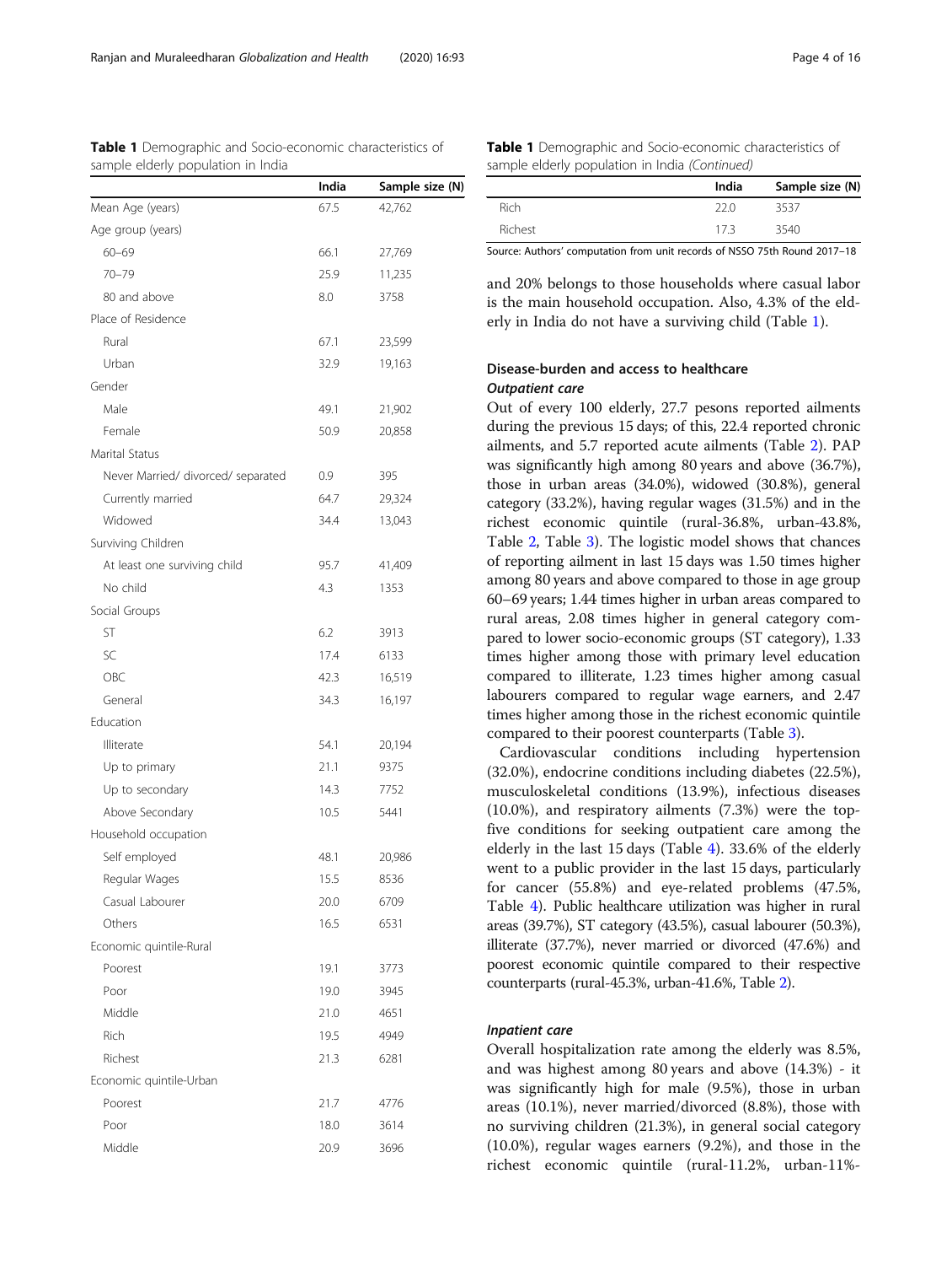**Table 1** Demographic and Socio-economic characteristics of sample elderly population in India

| | India | Sample size (N) |
|---|---|---|
| Mean Age (years) | 67.5 | 42,762 |
| Age group (years) | | |
| 60–69 | 66.1 | 27,769 |
| 70–79 | 25.9 | 11,235 |
| 80 and above | 8.0 | 3758 |
| Place of Residence | | |
| Rural | 67.1 | 23,599 |
| Urban | 32.9 | 19,163 |
| Gender | | |
| Male | 49.1 | 21,902 |
| Female | 50.9 | 20,858 |
| Marital Status | | |
| Never Married/ divorced/ separated | 0.9 | 395 |
| Currently married | 64.7 | 29,324 |
| Widowed | 34.4 | 13,043 |
| Surviving Children | | |
| At least one surviving child | 95.7 | 41,409 |
| No child | 4.3 | 1353 |
| Social Groups | | |
| ST | 6.2 | 3913 |
| SC | 17.4 | 6133 |
| OBC | 42.3 | 16,519 |
| General | 34.3 | 16,197 |
| Education | | |
| Illiterate | 54.1 | 20,194 |
| Up to primary | 21.1 | 9375 |
| Up to secondary | 14.3 | 7752 |
| Above Secondary | 10.5 | 5441 |
| Household occupation | | |
| Self employed | 48.1 | 20,986 |
| Regular Wages | 15.5 | 8536 |
| Casual Labourer | 20.0 | 6709 |
| Others | 16.5 | 6531 |
| Economic quintile-Rural | | |
| Poorest | 19.1 | 3773 |
| Poor | 19.0 | 3945 |
| Middle | 21.0 | 4651 |
| Rich | 19.5 | 4949 |
| Richest | 21.3 | 6281 |
| Economic quintile-Urban | | |
| Poorest | 21.7 | 4776 |
| Poor | 18.0 | 3614 |
| Middle | 20.9 | 3696 |
| Rich | 22.0 | 3537 |
| Richest | 17.3 | 3540 |

Source: Authors' computation from unit records of NSSO 75th Round 2017–18

and 20% belongs to those households where casual labor is the main household occupation. Also, 4.3% of the elderly in India do not have a surviving child (Table 1).

## Disease-burden and access to healthcare

### *Outpatient care*

Out of every 100 elderly, 27.7 pesons reported ailments during the previous 15 days; of this, 22.4 reported chronic ailments, and 5.7 reported acute ailments (Table 2). PAP was significantly high among 80 years and above (36.7%), those in urban areas (34.0%), widowed (30.8%), general category (33.2%), having regular wages (31.5%) and in the richest economic quintile (rural-36.8%, urban-43.8%, Table 2, Table 3). The logistic model shows that chances of reporting ailment in last 15 days was 1.50 times higher among 80 years and above compared to those in age group 60–69 years; 1.44 times higher in urban areas compared to rural areas, 2.08 times higher in general category compared to lower socio-economic groups (ST category), 1.33 times higher among those with primary level education compared to illiterate, 1.23 times higher among casual labourers compared to regular wage earners, and 2.47 times higher among those in the richest economic quintile compared to their poorest counterparts (Table 3).

Cardiovascular conditions including hypertension (32.0%), endocrine conditions including diabetes (22.5%), musculoskeletal conditions (13.9%), infectious diseases (10.0%), and respiratory ailments (7.3%) were the top-five conditions for seeking outpatient care among the elderly in the last 15 days (Table 4). 33.6% of the elderly went to a public provider in the last 15 days, particularly for cancer (55.8%) and eye-related problems (47.5%, Table 4). Public healthcare utilization was higher in rural areas (39.7%), ST category (43.5%), casual labourer (50.3%), illiterate (37.7%), never married or divorced (47.6%) and poorest economic quintile compared to their respective counterparts (rural-45.3%, urban-41.6%, Table 2).

### *Inpatient care*

Overall hospitalization rate among the elderly was 8.5%, and was highest among 80 years and above (14.3%) - it was significantly high for male (9.5%), those in urban areas (10.1%), never married/divorced (8.8%), those with no surviving children (21.3%), in general social category (10.0%), regular wages earners (9.2%), and those in the richest economic quintile (rural-11.2%, urban-11%-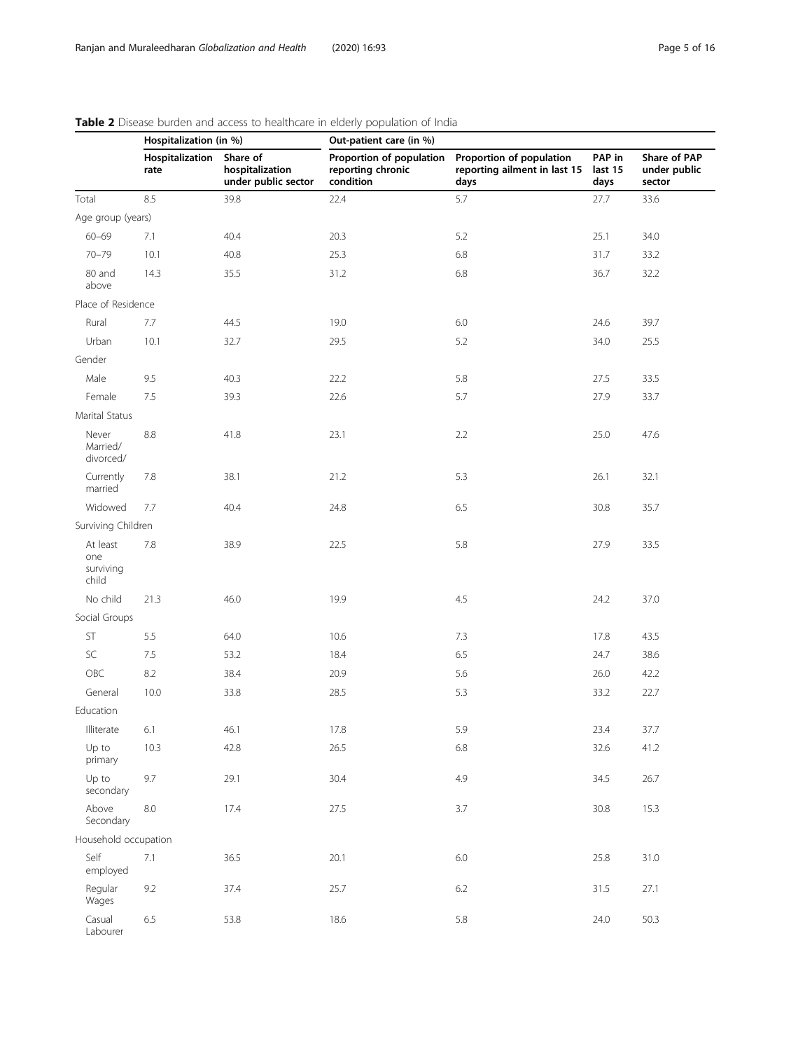**Table 2** Disease burden and access to healthcare in elderly population of India

| | Hospitalization (in %) | | Out-patient care (in %) | | | |
|---|---|---|---|---|---|---|
| | Hospitalization rate | Share of hospitalization under public sector | Proportion of population reporting chronic condition | Proportion of population reporting ailment in last 15 days | PAP in last 15 days | Share of PAP under public sector |
| Total | 8.5 | 39.8 | 22.4 | 5.7 | 27.7 | 33.6 |
| Age group (years) | | | | | | |
| 60–69 | 7.1 | 40.4 | 20.3 | 5.2 | 25.1 | 34.0 |
| 70–79 | 10.1 | 40.8 | 25.3 | 6.8 | 31.7 | 33.2 |
| 80 and above | 14.3 | 35.5 | 31.2 | 6.8 | 36.7 | 32.2 |
| Place of Residence | | | | | | |
| Rural | 7.7 | 44.5 | 19.0 | 6.0 | 24.6 | 39.7 |
| Urban | 10.1 | 32.7 | 29.5 | 5.2 | 34.0 | 25.5 |
| Gender | | | | | | |
| Male | 9.5 | 40.3 | 22.2 | 5.8 | 27.5 | 33.5 |
| Female | 7.5 | 39.3 | 22.6 | 5.7 | 27.9 | 33.7 |
| Marital Status | | | | | | |
| Never Married/ divorced/ | 8.8 | 41.8 | 23.1 | 2.2 | 25.0 | 47.6 |
| Currently married | 7.8 | 38.1 | 21.2 | 5.3 | 26.1 | 32.1 |
| Widowed | 7.7 | 40.4 | 24.8 | 6.5 | 30.8 | 35.7 |
| Surviving Children | | | | | | |
| At least one surviving child | 7.8 | 38.9 | 22.5 | 5.8 | 27.9 | 33.5 |
| No child | 21.3 | 46.0 | 19.9 | 4.5 | 24.2 | 37.0 |
| Social Groups | | | | | | |
| ST | 5.5 | 64.0 | 10.6 | 7.3 | 17.8 | 43.5 |
| SC | 7.5 | 53.2 | 18.4 | 6.5 | 24.7 | 38.6 |
| OBC | 8.2 | 38.4 | 20.9 | 5.6 | 26.0 | 42.2 |
| General | 10.0 | 33.8 | 28.5 | 5.3 | 33.2 | 22.7 |
| Education | | | | | | |
| Illiterate | 6.1 | 46.1 | 17.8 | 5.9 | 23.4 | 37.7 |
| Up to primary | 10.3 | 42.8 | 26.5 | 6.8 | 32.6 | 41.2 |
| Up to secondary | 9.7 | 29.1 | 30.4 | 4.9 | 34.5 | 26.7 |
| Above Secondary | 8.0 | 17.4 | 27.5 | 3.7 | 30.8 | 15.3 |
| Household occupation | | | | | | |
| Self employed | 7.1 | 36.5 | 20.1 | 6.0 | 25.8 | 31.0 |
| Regular Wages | 9.2 | 37.4 | 25.7 | 6.2 | 31.5 | 27.1 |
| Casual Labourer | 6.5 | 53.8 | 18.6 | 5.8 | 24.0 | 50.3 |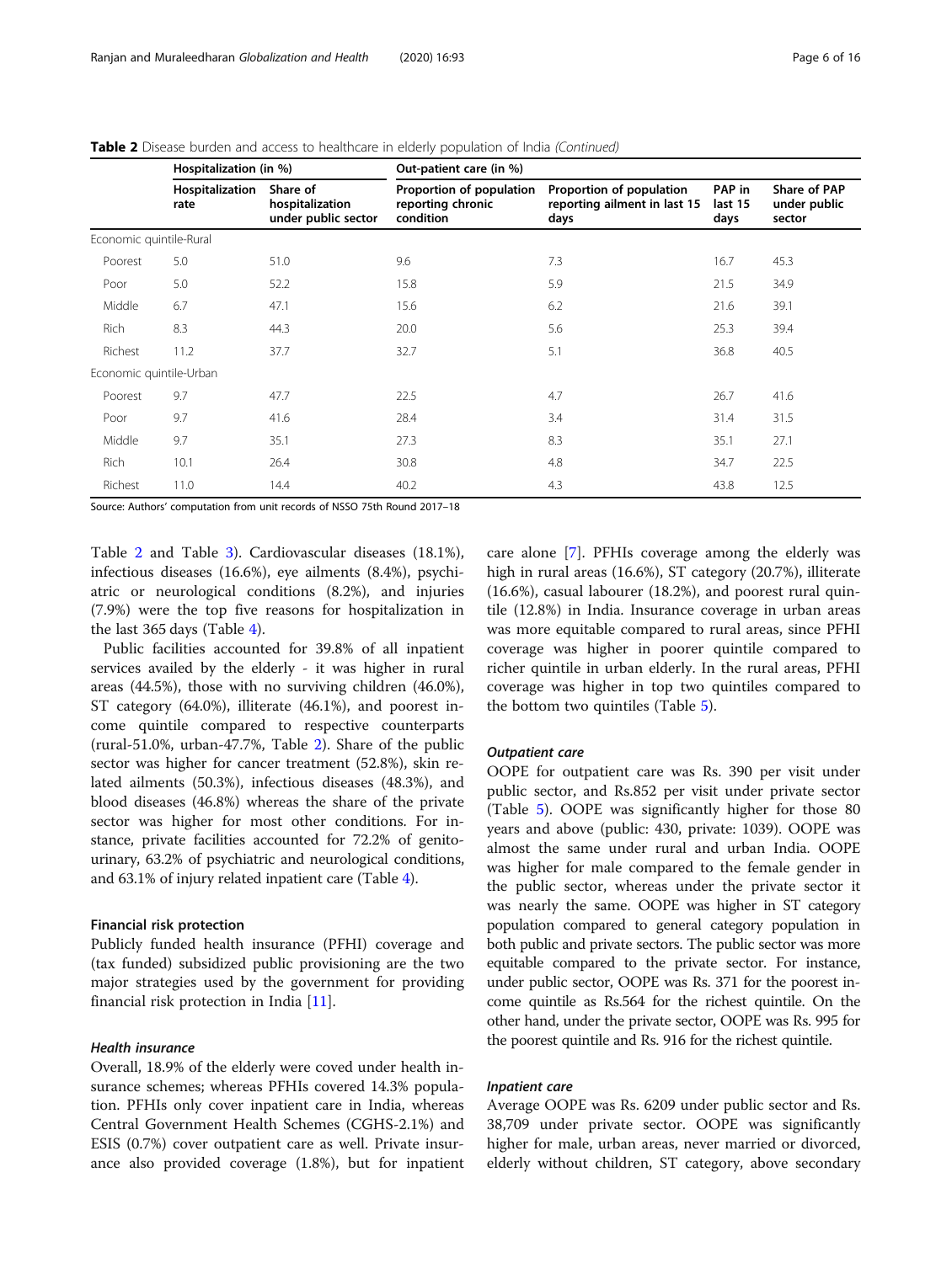**Table 2** Disease burden and access to healthcare in elderly population of India *(Continued)*

| | Hospitalization (in %) | | Out-patient care (in %) | | | |
|---|---|---|---|---|---|---|
| | **Hospitalization rate** | **Share of hospitalization under public sector** | **Proportion of population reporting chronic condition** | **Proportion of population reporting ailment in last 15 days** | **PAP in last 15 days** | **Share of PAP under public sector** |
| Economic quintile-Rural | | | | | | |
| Poorest | 5.0 | 51.0 | 9.6 | 7.3 | 16.7 | 45.3 |
| Poor | 5.0 | 52.2 | 15.8 | 5.9 | 21.5 | 34.9 |
| Middle | 6.7 | 47.1 | 15.6 | 6.2 | 21.6 | 39.1 |
| Rich | 8.3 | 44.3 | 20.0 | 5.6 | 25.3 | 39.4 |
| Richest | 11.2 | 37.7 | 32.7 | 5.1 | 36.8 | 40.5 |
| Economic quintile-Urban | | | | | | |
| Poorest | 9.7 | 47.7 | 22.5 | 4.7 | 26.7 | 41.6 |
| Poor | 9.7 | 41.6 | 28.4 | 3.4 | 31.4 | 31.5 |
| Middle | 9.7 | 35.1 | 27.3 | 8.3 | 35.1 | 27.1 |
| Rich | 10.1 | 26.4 | 30.8 | 4.8 | 34.7 | 22.5 |
| Richest | 11.0 | 14.4 | 40.2 | 4.3 | 43.8 | 12.5 |

Source: Authors' computation from unit records of NSSO 75th Round 2017–18

Table 2 and Table 3). Cardiovascular diseases (18.1%), infectious diseases (16.6%), eye ailments (8.4%), psychiatric or neurological conditions (8.2%), and injuries (7.9%) were the top five reasons for hospitalization in the last 365 days (Table 4).

Public facilities accounted for 39.8% of all inpatient services availed by the elderly - it was higher in rural areas (44.5%), those with no surviving children (46.0%), ST category (64.0%), illiterate (46.1%), and poorest income quintile compared to respective counterparts (rural-51.0%, urban-47.7%, Table 2). Share of the public sector was higher for cancer treatment (52.8%), skin related ailments (50.3%), infectious diseases (48.3%), and blood diseases (46.8%) whereas the share of the private sector was higher for most other conditions. For instance, private facilities accounted for 72.2% of genitourinary, 63.2% of psychiatric and neurological conditions, and 63.1% of injury related inpatient care (Table 4).

#### Financial risk protection

Publicly funded health insurance (PFHI) coverage and (tax funded) subsidized public provisioning are the two major strategies used by the government for providing financial risk protection in India [11].

##### *Health insurance*

Overall, 18.9% of the elderly were coved under health insurance schemes; whereas PFHIs covered 14.3% population. PFHIs only cover inpatient care in India, whereas Central Government Health Schemes (CGHS-2.1%) and ESIS (0.7%) cover outpatient care as well. Private insurance also provided coverage (1.8%), but for inpatient care alone [7]. PFHIs coverage among the elderly was high in rural areas (16.6%), ST category (20.7%), illiterate (16.6%), casual labourer (18.2%), and poorest rural quintile (12.8%) in India. Insurance coverage in urban areas was more equitable compared to rural areas, since PFHI coverage was higher in poorer quintile compared to richer quintile in urban elderly. In the rural areas, PFHI coverage was higher in top two quintiles compared to the bottom two quintiles (Table 5).

##### *Outpatient care*

OOPE for outpatient care was Rs. 390 per visit under public sector, and Rs.852 per visit under private sector (Table 5). OOPE was significantly higher for those 80 years and above (public: 430, private: 1039). OOPE was almost the same under rural and urban India. OOPE was higher for male compared to the female gender in the public sector, whereas under the private sector it was nearly the same. OOPE was higher in ST category population compared to general category population in both public and private sectors. The public sector was more equitable compared to the private sector. For instance, under public sector, OOPE was Rs. 371 for the poorest income quintile as Rs.564 for the richest quintile. On the other hand, under the private sector, OOPE was Rs. 995 for the poorest quintile and Rs. 916 for the richest quintile.

##### *Inpatient care*

Average OOPE was Rs. 6209 under public sector and Rs. 38,709 under private sector. OOPE was significantly higher for male, urban areas, never married or divorced, elderly without children, ST category, above secondary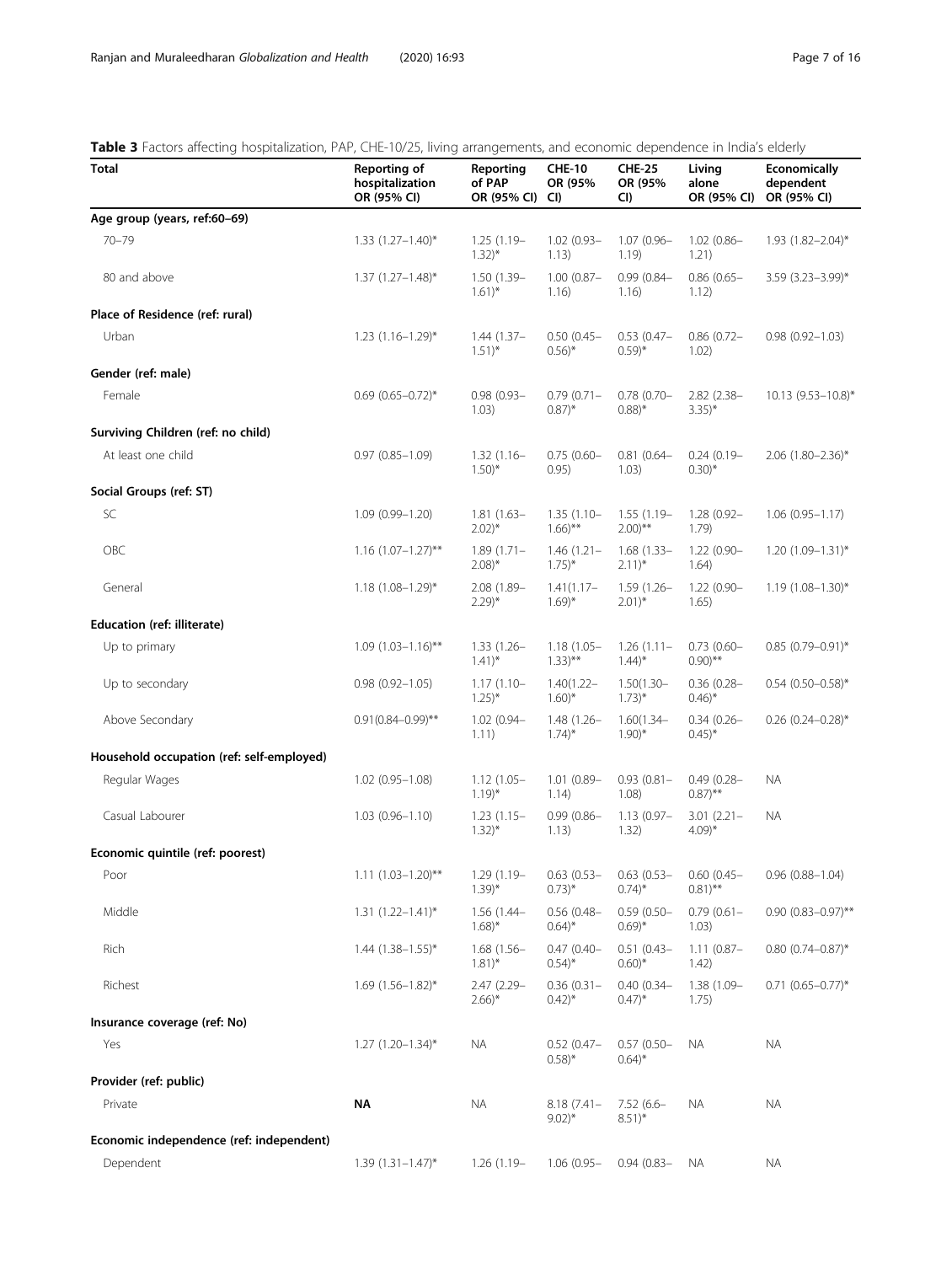**Table 3** Factors affecting hospitalization, PAP, CHE-10/25, living arrangements, and economic dependence in India's elderly

| Total | Reporting of hospitalization OR (95% CI) | Reporting of PAP OR (95% CI) | CHE-10 OR (95% CI) | CHE-25 OR (95% CI) | Living alone OR (95% CI) | Economically dependent OR (95% CI) |
|---|---|---|---|---|---|---|
| **Age group (years, ref:60–69)** | | | | | | |
| 70–79 | 1.33 (1.27–1.40)* | 1.25 (1.19–1.32)* | 1.02 (0.93–1.13) | 1.07 (0.96–1.19) | 1.02 (0.86–1.21) | 1.93 (1.82–2.04)* |
| 80 and above | 1.37 (1.27–1.48)* | 1.50 (1.39–1.61)* | 1.00 (0.87–1.16) | 0.99 (0.84–1.16) | 0.86 (0.65–1.12) | 3.59 (3.23–3.99)* |
| **Place of Residence (ref: rural)** | | | | | | |
| Urban | 1.23 (1.16–1.29)* | 1.44 (1.37–1.51)* | 0.50 (0.45–0.56)* | 0.53 (0.47–0.59)* | 0.86 (0.72–1.02) | 0.98 (0.92–1.03) |
| **Gender (ref: male)** | | | | | | |
| Female | 0.69 (0.65–0.72)* | 0.98 (0.93–1.03) | 0.79 (0.71–0.87)* | 0.78 (0.70–0.88)* | 2.82 (2.38–3.35)* | 10.13 (9.53–10.8)* |
| **Surviving Children (ref: no child)** | | | | | | |
| At least one child | 0.97 (0.85–1.09) | 1.32 (1.16–1.50)* | 0.75 (0.60–0.95) | 0.81 (0.64–1.03) | 0.24 (0.19–0.30)* | 2.06 (1.80–2.36)* |
| **Social Groups (ref: ST)** | | | | | | |
| SC | 1.09 (0.99–1.20) | 1.81 (1.63–2.02)* | 1.35 (1.10–1.66)** | 1.55 (1.19–2.00)** | 1.28 (0.92–1.79) | 1.06 (0.95–1.17) |
| OBC | 1.16 (1.07–1.27)** | 1.89 (1.71–2.08)* | 1.46 (1.21–1.75)* | 1.68 (1.33–2.11)* | 1.22 (0.90–1.64) | 1.20 (1.09–1.31)* |
| General | 1.18 (1.08–1.29)* | 2.08 (1.89–2.29)* | 1.41(1.17–1.69)* | 1.59 (1.26–2.01)* | 1.22 (0.90–1.65) | 1.19 (1.08–1.30)* |
| **Education (ref: illiterate)** | | | | | | |
| Up to primary | 1.09 (1.03–1.16)** | 1.33 (1.26–1.41)* | 1.18 (1.05–1.33)** | 1.26 (1.11–1.44)* | 0.73 (0.60–0.90)** | 0.85 (0.79–0.91)* |
| Up to secondary | 0.98 (0.92–1.05) | 1.17 (1.10–1.25)* | 1.40(1.22–1.60)* | 1.50(1.30–1.73)* | 0.36 (0.28–0.46)* | 0.54 (0.50–0.58)* |
| Above Secondary | 0.91(0.84–0.99)** | 1.02 (0.94–1.11) | 1.48 (1.26–1.74)* | 1.60(1.34–1.90)* | 0.34 (0.26–0.45)* | 0.26 (0.24–0.28)* |
| **Household occupation (ref: self-employed)** | | | | | | |
| Regular Wages | 1.02 (0.95–1.08) | 1.12 (1.05–1.19)* | 1.01 (0.89–1.14) | 0.93 (0.81–1.08) | 0.49 (0.28–0.87)** | NA |
| Casual Labourer | 1.03 (0.96–1.10) | 1.23 (1.15–1.32)* | 0.99 (0.86–1.13) | 1.13 (0.97–1.32) | 3.01 (2.21–4.09)* | NA |
| **Economic quintile (ref: poorest)** | | | | | | |
| Poor | 1.11 (1.03–1.20)** | 1.29 (1.19–1.39)* | 0.63 (0.53–0.73)* | 0.63 (0.53–0.74)* | 0.60 (0.45–0.81)** | 0.96 (0.88–1.04) |
| Middle | 1.31 (1.22–1.41)* | 1.56 (1.44–1.68)* | 0.56 (0.48–0.64)* | 0.59 (0.50–0.69)* | 0.79 (0.61–1.03) | 0.90 (0.83–0.97)** |
| Rich | 1.44 (1.38–1.55)* | 1.68 (1.56–1.81)* | 0.47 (0.40–0.54)* | 0.51 (0.43–0.60)* | 1.11 (0.87–1.42) | 0.80 (0.74–0.87)* |
| Richest | 1.69 (1.56–1.82)* | 2.47 (2.29–2.66)* | 0.36 (0.31–0.42)* | 0.40 (0.34–0.47)* | 1.38 (1.09–1.75) | 0.71 (0.65–0.77)* |
| **Insurance coverage (ref: No)** | | | | | | |
| Yes | 1.27 (1.20–1.34)* | NA | 0.52 (0.47–0.58)* | 0.57 (0.50–0.64)* | NA | NA |
| **Provider (ref: public)** | | | | | | |
| Private | **NA** | NA | 8.18 (7.41–9.02)* | 7.52 (6.6–8.51)* | NA | NA |
| **Economic independence (ref: independent)** | | | | | | |
| Dependent | 1.39 (1.31–1.47)* | 1.26 (1.19– | 1.06 (0.95– | 0.94 (0.83– | NA | NA |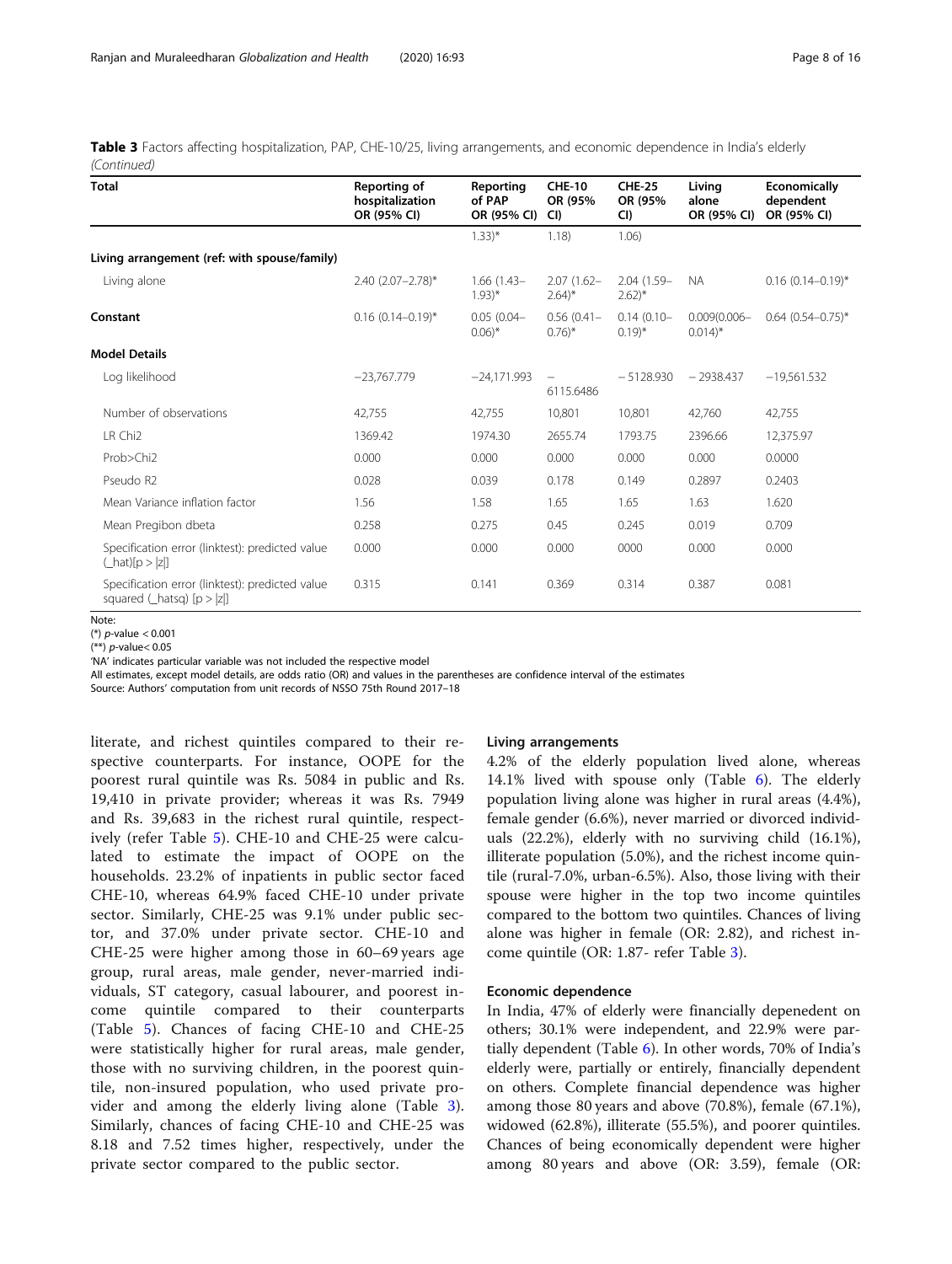**Table 3** Factors affecting hospitalization, PAP, CHE-10/25, living arrangements, and economic dependence in India's elderly *(Continued)*

| Total | Reporting of hospitalization OR (95% CI) | Reporting of PAP OR (95% CI) | CHE-10 OR (95% CI) | CHE-25 OR (95% CI) | Living alone OR (95% CI) | Economically dependent OR (95% CI) |
|---|---|---|---|---|---|---|
| | | 1.33)* | 1.18) | 1.06) | | |
| **Living arrangement (ref: with spouse/family)** | | | | | | |
| Living alone | 2.40 (2.07–2.78)* | 1.66 (1.43–1.93)* | 2.07 (1.62–2.64)* | 2.04 (1.59–2.62)* | NA | 0.16 (0.14–0.19)* |
| **Constant** | 0.16 (0.14–0.19)* | 0.05 (0.04–0.06)* | 0.56 (0.41–0.76)* | 0.14 (0.10–0.19)* | 0.009(0.006–0.014)* | 0.64 (0.54–0.75)* |
| **Model Details** | | | | | | |
| Log likelihood | −23,767.779 | −24,171.993 | −6115.6486 | −5128.930 | −2938.437 | −19,561.532 |
| Number of observations | 42,755 | 42,755 | 10,801 | 10,801 | 42,760 | 42,755 |
| LR Chi2 | 1369.42 | 1974.30 | 2655.74 | 1793.75 | 2396.66 | 12,375.97 |
| Prob>Chi2 | 0.000 | 0.000 | 0.000 | 0.000 | 0.000 | 0.0000 |
| Pseudo R2 | 0.028 | 0.039 | 0.178 | 0.149 | 0.2897 | 0.2403 |
| Mean Variance inflation factor | 1.56 | 1.58 | 1.65 | 1.65 | 1.63 | 1.620 |
| Mean Pregibon dbeta | 0.258 | 0.275 | 0.45 | 0.245 | 0.019 | 0.709 |
| Specification error (linktest): predicted value (_hat)[p > \|z\|] | 0.000 | 0.000 | 0.000 | 0000 | 0.000 | 0.000 |
| Specification error (linktest): predicted value squared (_hatsq) [p > \|z\|] | 0.315 | 0.141 | 0.369 | 0.314 | 0.387 | 0.081 |

Note:
(*) $p$-value < 0.001
(**) $p$-value< 0.05
'NA' indicates particular variable was not included the respective model
All estimates, except model details, are odds ratio (OR) and values in the parentheses are confidence interval of the estimates
Source: Authors' computation from unit records of NSSO 75th Round 2017–18

literate, and richest quintiles compared to their respective counterparts. For instance, OOPE for the poorest rural quintile was Rs. 5084 in public and Rs. 19,410 in private provider; whereas it was Rs. 7949 and Rs. 39,683 in the richest rural quintile, respectively (refer Table 5). CHE-10 and CHE-25 were calculated to estimate the impact of OOPE on the households. 23.2% of inpatients in public sector faced CHE-10, whereas 64.9% faced CHE-10 under private sector. Similarly, CHE-25 was 9.1% under public sector, and 37.0% under private sector. CHE-10 and CHE-25 were higher among those in 60–69 years age group, rural areas, male gender, never-married individuals, ST category, casual labourer, and poorest income quintile compared to their counterparts (Table 5). Chances of facing CHE-10 and CHE-25 were statistically higher for rural areas, male gender, those with no surviving children, in the poorest quintile, non-insured population, who used private provider and among the elderly living alone (Table 3). Similarly, chances of facing CHE-10 and CHE-25 was 8.18 and 7.52 times higher, respectively, under the private sector compared to the public sector.

### Living arrangements

4.2% of the elderly population lived alone, whereas 14.1% lived with spouse only (Table 6). The elderly population living alone was higher in rural areas (4.4%), female gender (6.6%), never married or divorced individuals (22.2%), elderly with no surviving child (16.1%), illiterate population (5.0%), and the richest income quintile (rural-7.0%, urban-6.5%). Also, those living with their spouse were higher in the top two income quintiles compared to the bottom two quintiles. Chances of living alone was higher in female (OR: 2.82), and richest income quintile (OR: 1.87- refer Table 3).

### Economic dependence

In India, 47% of elderly were financially depenedent on others; 30.1% were independent, and 22.9% were partially dependent (Table 6). In other words, 70% of India's elderly were, partially or entirely, financially dependent on others. Complete financial dependence was higher among those 80 years and above (70.8%), female (67.1%), widowed (62.8%), illiterate (55.5%), and poorer quintiles. Chances of being economically dependent were higher among 80 years and above (OR: 3.59), female (OR: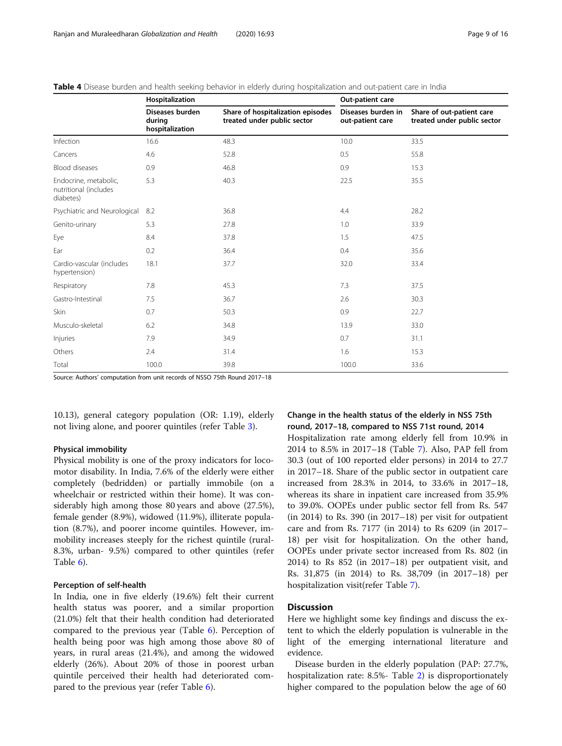**Table 4** Disease burden and health seeking behavior in elderly during hospitalization and out-patient care in India

| | Hospitalization | | Out-patient care | |
|---|---|---|---|---|
| | Diseases burden during hospitalization | Share of hospitalization episodes treated under public sector | Diseases burden in out-patient care | Share of out-patient care treated under public sector |
| Infection | 16.6 | 48.3 | 10.0 | 33.5 |
| Cancers | 4.6 | 52.8 | 0.5 | 55.8 |
| Blood diseases | 0.9 | 46.8 | 0.9 | 15.3 |
| Endocrine, metabolic, nutritional (includes diabetes) | 5.3 | 40.3 | 22.5 | 35.5 |
| Psychiatric and Neurological | 8.2 | 36.8 | 4.4 | 28.2 |
| Genito-urinary | 5.3 | 27.8 | 1.0 | 33.9 |
| Eye | 8.4 | 37.8 | 1.5 | 47.5 |
| Ear | 0.2 | 36.4 | 0.4 | 35.6 |
| Cardio-vascular (includes hypertension) | 18.1 | 37.7 | 32.0 | 33.4 |
| Respiratory | 7.8 | 45.3 | 7.3 | 37.5 |
| Gastro-Intestinal | 7.5 | 36.7 | 2.6 | 30.3 |
| Skin | 0.7 | 50.3 | 0.9 | 22.7 |
| Musculo-skeletal | 6.2 | 34.8 | 13.9 | 33.0 |
| Injuries | 7.9 | 34.9 | 0.7 | 31.1 |
| Others | 2.4 | 31.4 | 1.6 | 15.3 |
| Total | 100.0 | 39.8 | 100.0 | 33.6 |

Source: Authors' computation from unit records of NSSO 75th Round 2017–18

10.13), general category population (OR: 1.19), elderly not living alone, and poorer quintiles (refer Table 3).

### Physical immobility

Physical mobility is one of the proxy indicators for locomotor disability. In India, 7.6% of the elderly were either completely (bedridden) or partially immobile (on a wheelchair or restricted within their home). It was considerably high among those 80 years and above (27.5%), female gender (8.9%), widowed (11.9%), illiterate population (8.7%), and poorer income quintiles. However, immobility increases steeply for the richest quintile (rural- 8.3%, urban- 9.5%) compared to other quintiles (refer Table 6).

### Perception of self-health

In India, one in five elderly (19.6%) felt their current health status was poorer, and a similar proportion (21.0%) felt that their health condition had deteriorated compared to the previous year (Table 6). Perception of health being poor was high among those above 80 of years, in rural areas (21.4%), and among the widowed elderly (26%). About 20% of those in poorest urban quintile perceived their health had deteriorated compared to the previous year (refer Table 6).

### Change in the health status of the elderly in NSS 75th round, 2017–18, compared to NSS 71st round, 2014

Hospitalization rate among elderly fell from 10.9% in 2014 to 8.5% in 2017–18 (Table 7). Also, PAP fell from 30.3 (out of 100 reported elder persons) in 2014 to 27.7 in 2017–18. Share of the public sector in outpatient care increased from 28.3% in 2014, to 33.6% in 2017–18, whereas its share in inpatient care increased from 35.9% to 39.0%. OOPEs under public sector fell from Rs. 547 (in 2014) to Rs. 390 (in 2017–18) per visit for outpatient care and from Rs. 7177 (in 2014) to Rs 6209 (in 2017–18) per visit for hospitalization. On the other hand, OOPEs under private sector increased from Rs. 802 (in 2014) to Rs 852 (in 2017–18) per outpatient visit, and Rs. 31,875 (in 2014) to Rs. 38,709 (in 2017–18) per hospitalization visit(refer Table 7).

## Discussion

Here we highlight some key findings and discuss the extent to which the elderly population is vulnerable in the light of the emerging international literature and evidence.

Disease burden in the elderly population (PAP: 27.7%, hospitalization rate: 8.5%- Table 2) is disproportionately higher compared to the population below the age of 60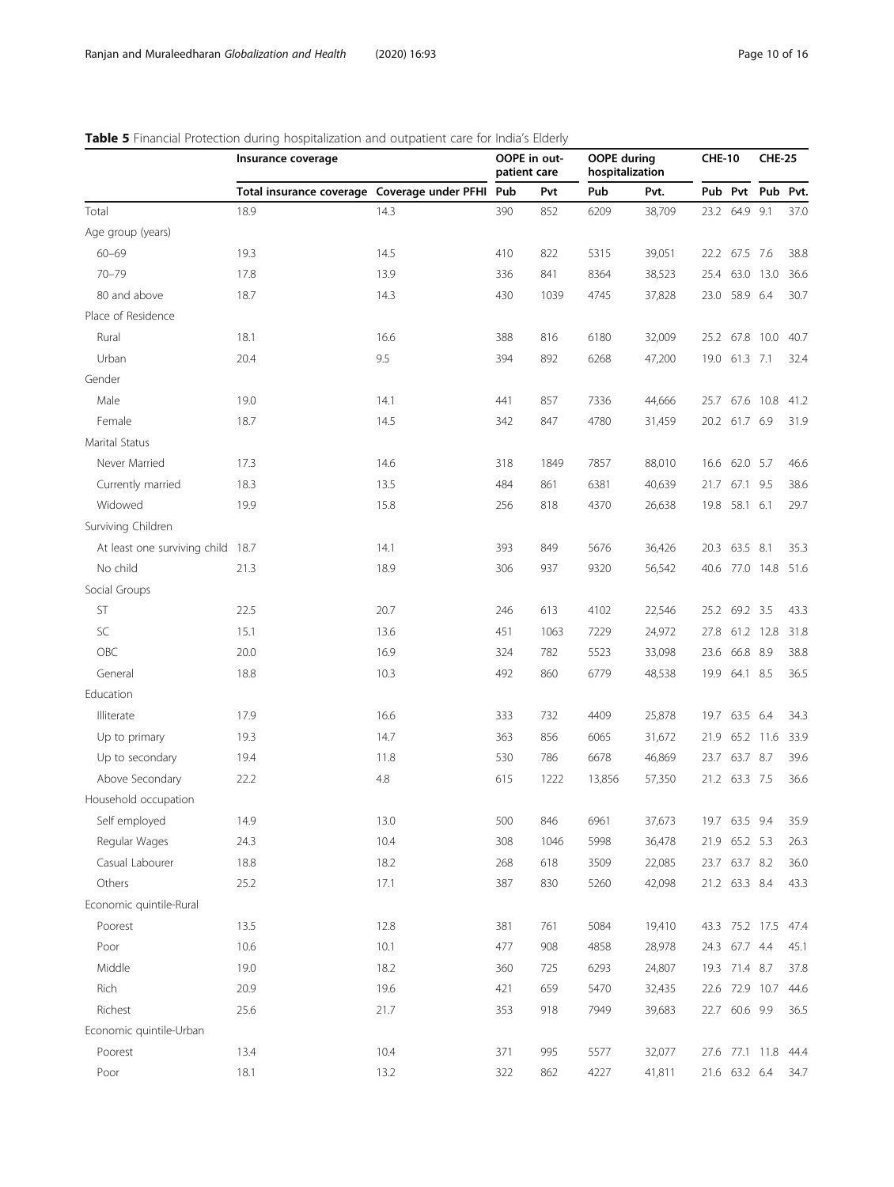**Table 5** Financial Protection during hospitalization and outpatient care for India's Elderly

| | Insurance coverage | | OOPE in out-patient care | | OOPE during hospitalization | | CHE-10 | | CHE-25 | |
|---|---|---|---|---|---|---|---|---|---|---|
| | Total insurance coverage | Coverage under PFHI | Pub | Pvt | Pub | Pvt. | Pub | Pvt | Pub | Pvt. |
| Total | 18.9 | 14.3 | 390 | 852 | 6209 | 38,709 | 23.2 | 64.9 | 9.1 | 37.0 |
| Age group (years) | | | | | | | | | | |
| 60–69 | 19.3 | 14.5 | 410 | 822 | 5315 | 39,051 | 22.2 | 67.5 | 7.6 | 38.8 |
| 70–79 | 17.8 | 13.9 | 336 | 841 | 8364 | 38,523 | 25.4 | 63.0 | 13.0 | 36.6 |
| 80 and above | 18.7 | 14.3 | 430 | 1039 | 4745 | 37,828 | 23.0 | 58.9 | 6.4 | 30.7 |
| Place of Residence | | | | | | | | | | |
| Rural | 18.1 | 16.6 | 388 | 816 | 6180 | 32,009 | 25.2 | 67.8 | 10.0 | 40.7 |
| Urban | 20.4 | 9.5 | 394 | 892 | 6268 | 47,200 | 19.0 | 61.3 | 7.1 | 32.4 |
| Gender | | | | | | | | | | |
| Male | 19.0 | 14.1 | 441 | 857 | 7336 | 44,666 | 25.7 | 67.6 | 10.8 | 41.2 |
| Female | 18.7 | 14.5 | 342 | 847 | 4780 | 31,459 | 20.2 | 61.7 | 6.9 | 31.9 |
| Marital Status | | | | | | | | | | |
| Never Married | 17.3 | 14.6 | 318 | 1849 | 7857 | 88,010 | 16.6 | 62.0 | 5.7 | 46.6 |
| Currently married | 18.3 | 13.5 | 484 | 861 | 6381 | 40,639 | 21.7 | 67.1 | 9.5 | 38.6 |
| Widowed | 19.9 | 15.8 | 256 | 818 | 4370 | 26,638 | 19.8 | 58.1 | 6.1 | 29.7 |
| Surviving Children | | | | | | | | | | |
| At least one surviving child | 18.7 | 14.1 | 393 | 849 | 5676 | 36,426 | 20.3 | 63.5 | 8.1 | 35.3 |
| No child | 21.3 | 18.9 | 306 | 937 | 9320 | 56,542 | 40.6 | 77.0 | 14.8 | 51.6 |
| Social Groups | | | | | | | | | | |
| ST | 22.5 | 20.7 | 246 | 613 | 4102 | 22,546 | 25.2 | 69.2 | 3.5 | 43.3 |
| SC | 15.1 | 13.6 | 451 | 1063 | 7229 | 24,972 | 27.8 | 61.2 | 12.8 | 31.8 |
| OBC | 20.0 | 16.9 | 324 | 782 | 5523 | 33,098 | 23.6 | 66.8 | 8.9 | 38.8 |
| General | 18.8 | 10.3 | 492 | 860 | 6779 | 48,538 | 19.9 | 64.1 | 8.5 | 36.5 |
| Education | | | | | | | | | | |
| Illiterate | 17.9 | 16.6 | 333 | 732 | 4409 | 25,878 | 19.7 | 63.5 | 6.4 | 34.3 |
| Up to primary | 19.3 | 14.7 | 363 | 856 | 6065 | 31,672 | 21.9 | 65.2 | 11.6 | 33.9 |
| Up to secondary | 19.4 | 11.8 | 530 | 786 | 6678 | 46,869 | 23.7 | 63.7 | 8.7 | 39.6 |
| Above Secondary | 22.2 | 4.8 | 615 | 1222 | 13,856 | 57,350 | 21.2 | 63.3 | 7.5 | 36.6 |
| Household occupation | | | | | | | | | | |
| Self employed | 14.9 | 13.0 | 500 | 846 | 6961 | 37,673 | 19.7 | 63.5 | 9.4 | 35.9 |
| Regular Wages | 24.3 | 10.4 | 308 | 1046 | 5998 | 36,478 | 21.9 | 65.2 | 5.3 | 26.3 |
| Casual Labourer | 18.8 | 18.2 | 268 | 618 | 3509 | 22,085 | 23.7 | 63.7 | 8.2 | 36.0 |
| Others | 25.2 | 17.1 | 387 | 830 | 5260 | 42,098 | 21.2 | 63.3 | 8.4 | 43.3 |
| Economic quintile-Rural | | | | | | | | | | |
| Poorest | 13.5 | 12.8 | 381 | 761 | 5084 | 19,410 | 43.3 | 75.2 | 17.5 | 47.4 |
| Poor | 10.6 | 10.1 | 477 | 908 | 4858 | 28,978 | 24.3 | 67.7 | 4.4 | 45.1 |
| Middle | 19.0 | 18.2 | 360 | 725 | 6293 | 24,807 | 19.3 | 71.4 | 8.7 | 37.8 |
| Rich | 20.9 | 19.6 | 421 | 659 | 5470 | 32,435 | 22.6 | 72.9 | 10.7 | 44.6 |
| Richest | 25.6 | 21.7 | 353 | 918 | 7949 | 39,683 | 22.7 | 60.6 | 9.9 | 36.5 |
| Economic quintile-Urban | | | | | | | | | | |
| Poorest | 13.4 | 10.4 | 371 | 995 | 5577 | 32,077 | 27.6 | 77.1 | 11.8 | 44.4 |
| Poor | 18.1 | 13.2 | 322 | 862 | 4227 | 41,811 | 21.6 | 63.2 | 6.4 | 34.7 |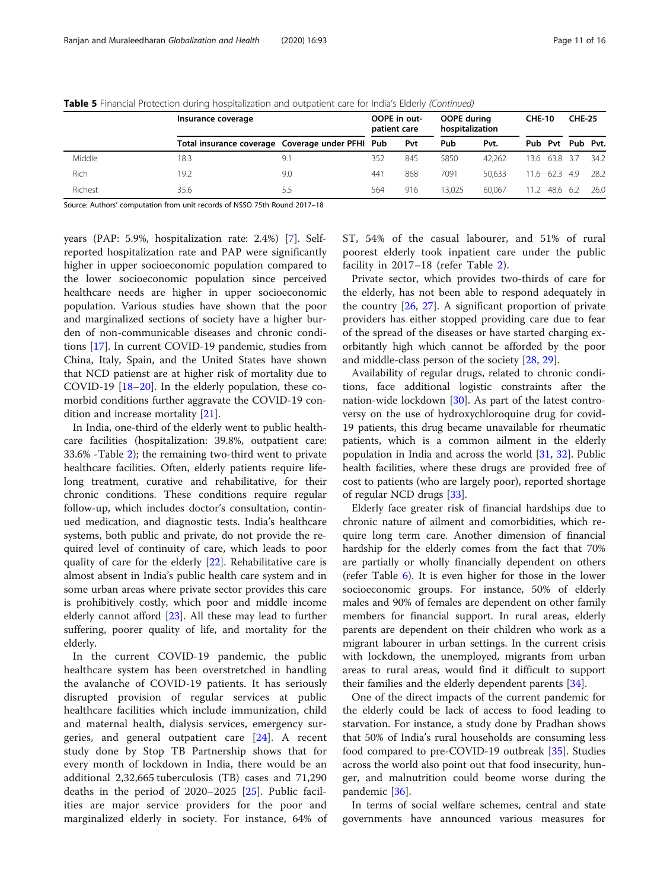**Table 5** Financial Protection during hospitalization and outpatient care for India's Elderly *(Continued)*

| | Insurance coverage | | OOPE in out-patient care | | OOPE during hospitalization | | CHE-10 | | CHE-25 | |
|---|---|---|---|---|---|---|---|---|---|---|
| | Total insurance coverage | Coverage under PFHI | Pub | Pvt | Pub | Pvt. | Pub | Pvt | Pub | Pvt. |
| Middle | 18.3 | 9.1 | 352 | 845 | 5850 | 42,262 | 13.6 | 63.8 | 3.7 | 34.2 |
| Rich | 19.2 | 9.0 | 441 | 868 | 7091 | 50,633 | 11.6 | 62.3 | 4.9 | 28.2 |
| Richest | 35.6 | 5.5 | 564 | 916 | 13,025 | 60,067 | 11.2 | 48.6 | 6.2 | 26.0 |

Source: Authors' computation from unit records of NSSO 75th Round 2017–18

years (PAP: 5.9%, hospitalization rate: 2.4%) [7]. Self-reported hospitalization rate and PAP were significantly higher in upper socioeconomic population compared to the lower socioeconomic population since perceived healthcare needs are higher in upper socioeconomic population. Various studies have shown that the poor and marginalized sections of society have a higher burden of non-communicable diseases and chronic conditions [17]. In current COVID-19 pandemic, studies from China, Italy, Spain, and the United States have shown that NCD patienst are at higher risk of mortality due to COVID-19 [18–20]. In the elderly population, these comorbid conditions further aggravate the COVID-19 condition and increase mortality [21].

In India, one-third of the elderly went to public healthcare facilities (hospitalization: 39.8%, outpatient care: 33.6% -Table 2); the remaining two-third went to private healthcare facilities. Often, elderly patients require lifelong treatment, curative and rehabilitative, for their chronic conditions. These conditions require regular follow-up, which includes doctor's consultation, continued medication, and diagnostic tests. India's healthcare systems, both public and private, do not provide the required level of continuity of care, which leads to poor quality of care for the elderly [22]. Rehabilitative care is almost absent in India's public health care system and in some urban areas where private sector provides this care is prohibitively costly, which poor and middle income elderly cannot afford [23]. All these may lead to further suffering, poorer quality of life, and mortality for the elderly.

In the current COVID-19 pandemic, the public healthcare system has been overstretched in handling the avalanche of COVID-19 patients. It has seriously disrupted provision of regular services at public healthcare facilities which include immunization, child and maternal health, dialysis services, emergency surgeries, and general outpatient care [24]. A recent study done by Stop TB Partnership shows that for every month of lockdown in India, there would be an additional 2,32,665 tuberculosis (TB) cases and 71,290 deaths in the period of 2020–2025 [25]. Public facilities are major service providers for the poor and marginalized elderly in society. For instance, 64% of ST, 54% of the casual labourer, and 51% of rural poorest elderly took inpatient care under the public facility in 2017–18 (refer Table 2).

Private sector, which provides two-thirds of care for the elderly, has not been able to respond adequately in the country [26, 27]. A significant proportion of private providers has either stopped providing care due to fear of the spread of the diseases or have started charging exorbitantly high which cannot be afforded by the poor and middle-class person of the society [28, 29].

Availability of regular drugs, related to chronic conditions, face additional logistic constraints after the nation-wide lockdown [30]. As part of the latest controversy on the use of hydroxychloroquine drug for covid-19 patients, this drug became unavailable for rheumatic patients, which is a common ailment in the elderly population in India and across the world [31, 32]. Public health facilities, where these drugs are provided free of cost to patients (who are largely poor), reported shortage of regular NCD drugs [33].

Elderly face greater risk of financial hardships due to chronic nature of ailment and comorbidities, which require long term care. Another dimension of financial hardship for the elderly comes from the fact that 70% are partially or wholly financially dependent on others (refer Table 6). It is even higher for those in the lower socioeconomic groups. For instance, 50% of elderly males and 90% of females are dependent on other family members for financial support. In rural areas, elderly parents are dependent on their children who work as a migrant labourer in urban settings. In the current crisis with lockdown, the unemployed, migrants from urban areas to rural areas, would find it difficult to support their families and the elderly dependent parents [34].

One of the direct impacts of the current pandemic for the elderly could be lack of access to food leading to starvation. For instance, a study done by Pradhan shows that 50% of India's rural households are consuming less food compared to pre-COVID-19 outbreak [35]. Studies across the world also point out that food insecurity, hunger, and malnutrition could beome worse during the pandemic [36].

In terms of social welfare schemes, central and state governments have announced various measures for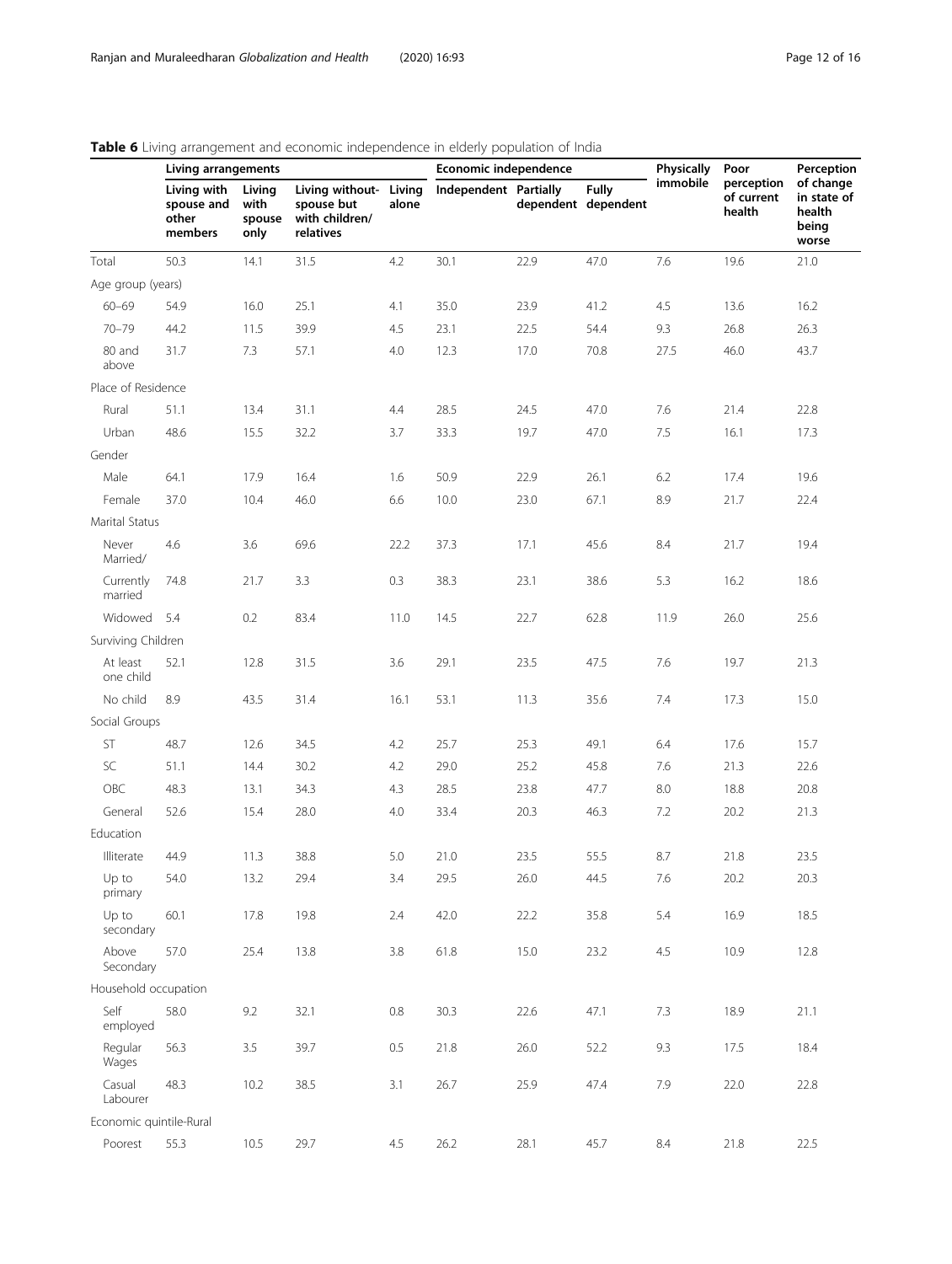**Table 6** Living arrangement and economic independence in elderly population of India

| | Living arrangements | | | | Economic independence | | | Physically immobile | Poor perception of current health | Perception of change in state of health being worse |
|---|---|---|---|---|---|---|---|---|---|---|
| | Living with spouse and other members | Living with spouse only | Living without- spouse but with children/ relatives | Living alone | Independent | Partially dependent | Fully dependent | | | |
| Total | 50.3 | 14.1 | 31.5 | 4.2 | 30.1 | 22.9 | 47.0 | 7.6 | 19.6 | 21.0 |
| Age group (years) | | | | | | | | | | |
| 60–69 | 54.9 | 16.0 | 25.1 | 4.1 | 35.0 | 23.9 | 41.2 | 4.5 | 13.6 | 16.2 |
| 70–79 | 44.2 | 11.5 | 39.9 | 4.5 | 23.1 | 22.5 | 54.4 | 9.3 | 26.8 | 26.3 |
| 80 and above | 31.7 | 7.3 | 57.1 | 4.0 | 12.3 | 17.0 | 70.8 | 27.5 | 46.0 | 43.7 |
| Place of Residence | | | | | | | | | | |
| Rural | 51.1 | 13.4 | 31.1 | 4.4 | 28.5 | 24.5 | 47.0 | 7.6 | 21.4 | 22.8 |
| Urban | 48.6 | 15.5 | 32.2 | 3.7 | 33.3 | 19.7 | 47.0 | 7.5 | 16.1 | 17.3 |
| Gender | | | | | | | | | | |
| Male | 64.1 | 17.9 | 16.4 | 1.6 | 50.9 | 22.9 | 26.1 | 6.2 | 17.4 | 19.6 |
| Female | 37.0 | 10.4 | 46.0 | 6.6 | 10.0 | 23.0 | 67.1 | 8.9 | 21.7 | 22.4 |
| Marital Status | | | | | | | | | | |
| Never Married/ | 4.6 | 3.6 | 69.6 | 22.2 | 37.3 | 17.1 | 45.6 | 8.4 | 21.7 | 19.4 |
| Currently married | 74.8 | 21.7 | 3.3 | 0.3 | 38.3 | 23.1 | 38.6 | 5.3 | 16.2 | 18.6 |
| Widowed | 5.4 | 0.2 | 83.4 | 11.0 | 14.5 | 22.7 | 62.8 | 11.9 | 26.0 | 25.6 |
| Surviving Children | | | | | | | | | | |
| At least one child | 52.1 | 12.8 | 31.5 | 3.6 | 29.1 | 23.5 | 47.5 | 7.6 | 19.7 | 21.3 |
| No child | 8.9 | 43.5 | 31.4 | 16.1 | 53.1 | 11.3 | 35.6 | 7.4 | 17.3 | 15.0 |
| Social Groups | | | | | | | | | | |
| ST | 48.7 | 12.6 | 34.5 | 4.2 | 25.7 | 25.3 | 49.1 | 6.4 | 17.6 | 15.7 |
| SC | 51.1 | 14.4 | 30.2 | 4.2 | 29.0 | 25.2 | 45.8 | 7.6 | 21.3 | 22.6 |
| OBC | 48.3 | 13.1 | 34.3 | 4.3 | 28.5 | 23.8 | 47.7 | 8.0 | 18.8 | 20.8 |
| General | 52.6 | 15.4 | 28.0 | 4.0 | 33.4 | 20.3 | 46.3 | 7.2 | 20.2 | 21.3 |
| Education | | | | | | | | | | |
| Illiterate | 44.9 | 11.3 | 38.8 | 5.0 | 21.0 | 23.5 | 55.5 | 8.7 | 21.8 | 23.5 |
| Up to primary | 54.0 | 13.2 | 29.4 | 3.4 | 29.5 | 26.0 | 44.5 | 7.6 | 20.2 | 20.3 |
| Up to secondary | 60.1 | 17.8 | 19.8 | 2.4 | 42.0 | 22.2 | 35.8 | 5.4 | 16.9 | 18.5 |
| Above Secondary | 57.0 | 25.4 | 13.8 | 3.8 | 61.8 | 15.0 | 23.2 | 4.5 | 10.9 | 12.8 |
| Household occupation | | | | | | | | | | |
| Self employed | 58.0 | 9.2 | 32.1 | 0.8 | 30.3 | 22.6 | 47.1 | 7.3 | 18.9 | 21.1 |
| Regular Wages | 56.3 | 3.5 | 39.7 | 0.5 | 21.8 | 26.0 | 52.2 | 9.3 | 17.5 | 18.4 |
| Casual Labourer | 48.3 | 10.2 | 38.5 | 3.1 | 26.7 | 25.9 | 47.4 | 7.9 | 22.0 | 22.8 |
| Economic quintile-Rural | | | | | | | | | | |
| Poorest | 55.3 | 10.5 | 29.7 | 4.5 | 26.2 | 28.1 | 45.7 | 8.4 | 21.8 | 22.5 |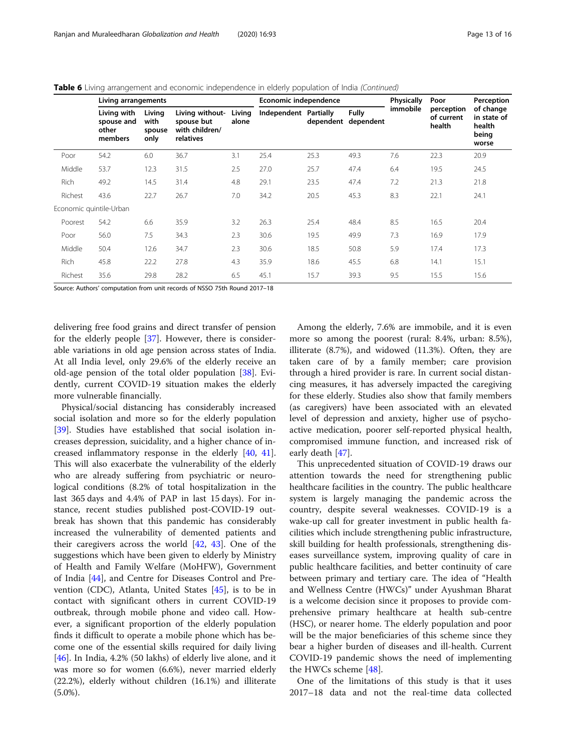**Table 6** Living arrangement and economic independence in elderly population of India *(Continued)*

| | Living arrangements | | | | Economic independence | | | Physically immobile | Poor perception of current health | Perception of change in state of health being worse |
|---|---|---|---|---|---|---|---|---|---|---|
| | Living with spouse and other members | Living with spouse only | Living without-spouse but with children/ relatives | Living alone | Independent | Partially dependent | Fully dependent | | | |
| Poor | 54.2 | 6.0 | 36.7 | 3.1 | 25.4 | 25.3 | 49.3 | 7.6 | 22.3 | 20.9 |
| Middle | 53.7 | 12.3 | 31.5 | 2.5 | 27.0 | 25.7 | 47.4 | 6.4 | 19.5 | 24.5 |
| Rich | 49.2 | 14.5 | 31.4 | 4.8 | 29.1 | 23.5 | 47.4 | 7.2 | 21.3 | 21.8 |
| Richest | 43.6 | 22.7 | 26.7 | 7.0 | 34.2 | 20.5 | 45.3 | 8.3 | 22.1 | 24.1 |
| Economic quintile-Urban | | | | | | | | | | |
| Poorest | 54.2 | 6.6 | 35.9 | 3.2 | 26.3 | 25.4 | 48.4 | 8.5 | 16.5 | 20.4 |
| Poor | 56.0 | 7.5 | 34.3 | 2.3 | 30.6 | 19.5 | 49.9 | 7.3 | 16.9 | 17.9 |
| Middle | 50.4 | 12.6 | 34.7 | 2.3 | 30.6 | 18.5 | 50.8 | 5.9 | 17.4 | 17.3 |
| Rich | 45.8 | 22.2 | 27.8 | 4.3 | 35.9 | 18.6 | 45.5 | 6.8 | 14.1 | 15.1 |
| Richest | 35.6 | 29.8 | 28.2 | 6.5 | 45.1 | 15.7 | 39.3 | 9.5 | 15.5 | 15.6 |

Source: Authors' computation from unit records of NSSO 75th Round 2017–18

delivering free food grains and direct transfer of pension for the elderly people [37]. However, there is considerable variations in old age pension across states of India. At all India level, only 29.6% of the elderly receive an old-age pension of the total older population [38]. Evidently, current COVID-19 situation makes the elderly more vulnerable financially.

Physical/social distancing has considerably increased social isolation and more so for the elderly population [39]. Studies have established that social isolation increases depression, suicidality, and a higher chance of increased inflammatory response in the elderly [40, 41]. This will also exacerbate the vulnerability of the elderly who are already suffering from psychiatric or neurological conditions (8.2% of total hospitalization in the last 365 days and 4.4% of PAP in last 15 days). For instance, recent studies published post-COVID-19 outbreak has shown that this pandemic has considerably increased the vulnerability of demented patients and their caregivers across the world [42, 43]. One of the suggestions which have been given to elderly by Ministry of Health and Family Welfare (MoHFW), Government of India [44], and Centre for Diseases Control and Prevention (CDC), Atlanta, United States [45], is to be in contact with significant others in current COVID-19 outbreak, through mobile phone and video call. However, a significant proportion of the elderly population finds it difficult to operate a mobile phone which has become one of the essential skills required for daily living [46]. In India, 4.2% (50 lakhs) of elderly live alone, and it was more so for women (6.6%), never married elderly (22.2%), elderly without children (16.1%) and illiterate (5.0%).

Among the elderly, 7.6% are immobile, and it is even more so among the poorest (rural: 8.4%, urban: 8.5%), illiterate (8.7%), and widowed (11.3%). Often, they are taken care of by a family member; care provision through a hired provider is rare. In current social distancing measures, it has adversely impacted the caregiving for these elderly. Studies also show that family members (as caregivers) have been associated with an elevated level of depression and anxiety, higher use of psychoactive medication, poorer self-reported physical health, compromised immune function, and increased risk of early death [47].

This unprecedented situation of COVID-19 draws our attention towards the need for strengthening public healthcare facilities in the country. The public healthcare system is largely managing the pandemic across the country, despite several weaknesses. COVID-19 is a wake-up call for greater investment in public health facilities which include strengthening public infrastructure, skill building for health professionals, strengthening diseases surveillance system, improving quality of care in public healthcare facilities, and better continuity of care between primary and tertiary care. The idea of "Health and Wellness Centre (HWCs)" under Ayushman Bharat is a welcome decision since it proposes to provide comprehensive primary healthcare at health sub-centre (HSC), or nearer home. The elderly population and poor will be the major beneficiaries of this scheme since they bear a higher burden of diseases and ill-health. Current COVID-19 pandemic shows the need of implementing the HWCs scheme [48].

One of the limitations of this study is that it uses 2017–18 data and not the real-time data collected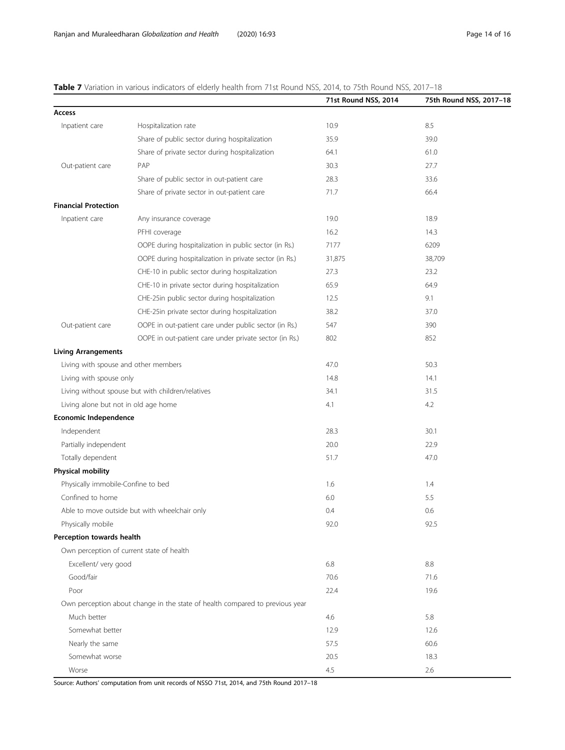**Table 7** Variation in various indicators of elderly health from 71st Round NSS, 2014, to 75th Round NSS, 2017–18

| | | 71st Round NSS, 2014 | 75th Round NSS, 2017–18 |
|---|---|---|---|
| **Access** | | | |
| Inpatient care | Hospitalization rate | 10.9 | 8.5 |
| | Share of public sector during hospitalization | 35.9 | 39.0 |
| | Share of private sector during hospitalization | 64.1 | 61.0 |
| Out-patient care | PAP | 30.3 | 27.7 |
| | Share of public sector in out-patient care | 28.3 | 33.6 |
| | Share of private sector in out-patient care | 71.7 | 66.4 |
| **Financial Protection** | | | |
| Inpatient care | Any insurance coverage | 19.0 | 18.9 |
| | PFHI coverage | 16.2 | 14.3 |
| | OOPE during hospitalization in public sector (in Rs.) | 7177 | 6209 |
| | OOPE during hospitalization in private sector (in Rs.) | 31,875 | 38,709 |
| | CHE-10 in public sector during hospitalization | 27.3 | 23.2 |
| | CHE-10 in private sector during hospitalization | 65.9 | 64.9 |
| | CHE-25in public sector during hospitalization | 12.5 | 9.1 |
| | CHE-25in private sector during hospitalization | 38.2 | 37.0 |
| Out-patient care | OOPE in out-patient care under public sector (in Rs.) | 547 | 390 |
| | OOPE in out-patient care under private sector (in Rs.) | 802 | 852 |
| **Living Arrangements** | | | |
| Living with spouse and other members | | 47.0 | 50.3 |
| Living with spouse only | | 14.8 | 14.1 |
| Living without spouse but with children/relatives | | 34.1 | 31.5 |
| Living alone but not in old age home | | 4.1 | 4.2 |
| **Economic Independence** | | | |
| Independent | | 28.3 | 30.1 |
| Partially independent | | 20.0 | 22.9 |
| Totally dependent | | 51.7 | 47.0 |
| **Physical mobility** | | | |
| Physically immobile-Confine to bed | | 1.6 | 1.4 |
| Confined to home | | 6.0 | 5.5 |
| Able to move outside but with wheelchair only | | 0.4 | 0.6 |
| Physically mobile | | 92.0 | 92.5 |
| **Perception towards health** | | | |
| Own perception of current state of health | | | |
| Excellent/ very good | | 6.8 | 8.8 |
| Good/fair | | 70.6 | 71.6 |
| Poor | | 22.4 | 19.6 |
| Own perception about change in the state of health compared to previous year | | | |
| Much better | | 4.6 | 5.8 |
| Somewhat better | | 12.9 | 12.6 |
| Nearly the same | | 57.5 | 60.6 |
| Somewhat worse | | 20.5 | 18.3 |
| Worse | | 4.5 | 2.6 |

Source: Authors' computation from unit records of NSSO 71st, 2014, and 75th Round 2017–18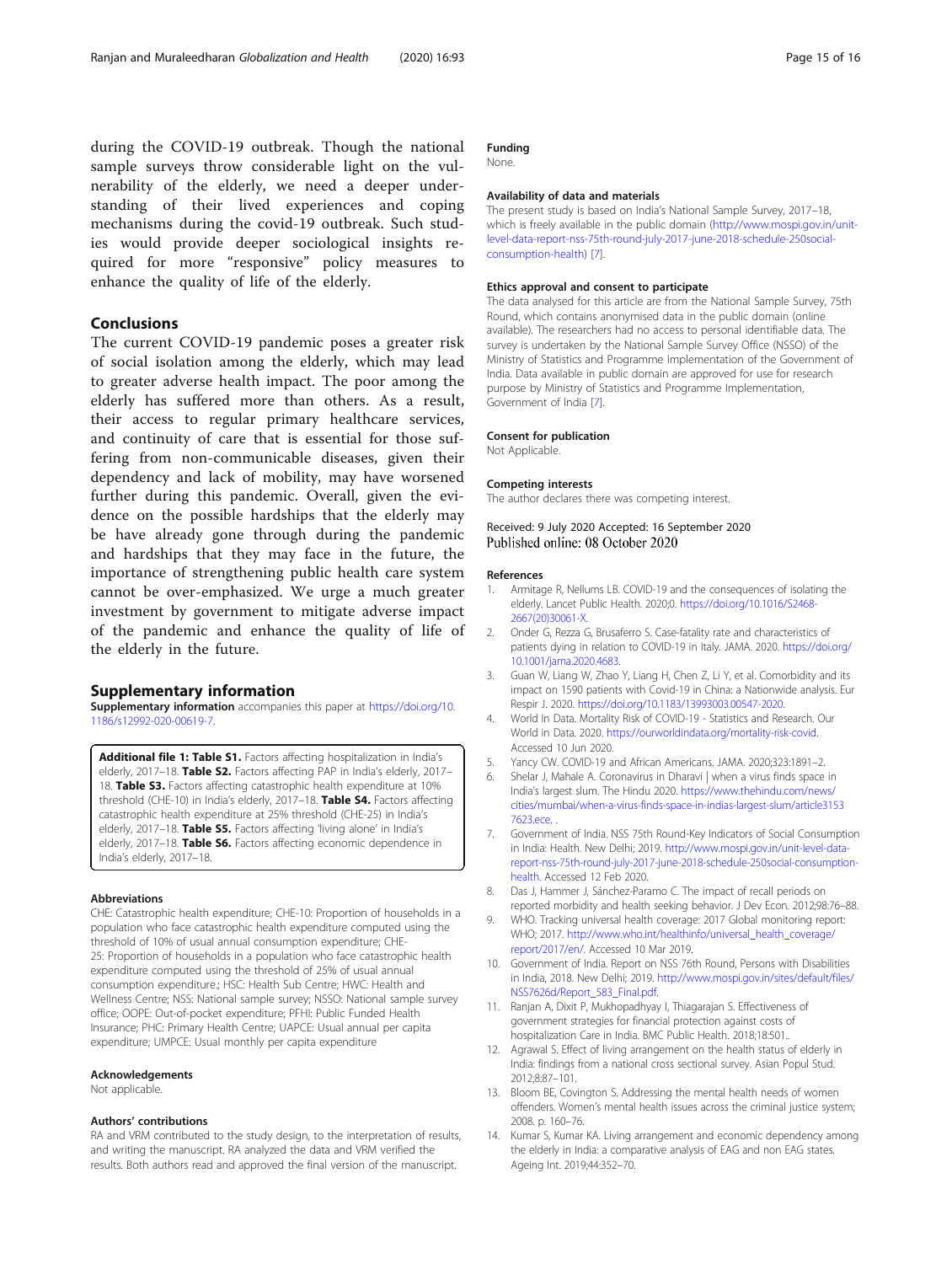during the COVID-19 outbreak. Though the national sample surveys throw considerable light on the vulnerability of the elderly, we need a deeper understanding of their lived experiences and coping mechanisms during the covid-19 outbreak. Such studies would provide deeper sociological insights required for more "responsive" policy measures to enhance the quality of life of the elderly.

## Conclusions

The current COVID-19 pandemic poses a greater risk of social isolation among the elderly, which may lead to greater adverse health impact. The poor among the elderly has suffered more than others. As a result, their access to regular primary healthcare services, and continuity of care that is essential for those suffering from non-communicable diseases, given their dependency and lack of mobility, may have worsened further during this pandemic. Overall, given the evidence on the possible hardships that the elderly may be have already gone through during the pandemic and hardships that they may face in the future, the importance of strengthening public health care system cannot be over-emphasized. We urge a much greater investment by government to mitigate adverse impact of the pandemic and enhance the quality of life of the elderly in the future.

## Supplementary information

**Supplementary information** accompanies this paper at https://doi.org/10.1186/s12992-020-00619-7.

**Additional file 1: Table S1.** Factors affecting hospitalization in India's elderly, 2017–18. **Table S2.** Factors affecting PAP in India's elderly, 2017–18. **Table S3.** Factors affecting catastrophic health expenditure at 10% threshold (CHE-10) in India's elderly, 2017–18. **Table S4.** Factors affecting catastrophic health expenditure at 25% threshold (CHE-25) in India's elderly, 2017–18. **Table S5.** Factors affecting 'living alone' in India's elderly, 2017–18. **Table S6.** Factors affecting economic dependence in India's elderly, 2017–18.

#### Abbreviations

CHE: Catastrophic health expenditure; CHE-10: Proportion of households in a population who face catastrophic health expenditure computed using the threshold of 10% of usual annual consumption expenditure; CHE-25: Proportion of households in a population who face catastrophic health expenditure computed using the threshold of 25% of usual annual consumption expenditure.; HSC: Health Sub Centre; HWC: Health and Wellness Centre; NSS: National sample survey; NSSO: National sample survey office; OOPE: Out-of-pocket expenditure; PFHI: Public Funded Health Insurance; PHC: Primary Health Centre; UAPCE: Usual annual per capita expenditure; UMPCE: Usual monthly per capita expenditure

#### Acknowledgements

Not applicable.

#### Authors' contributions

RA and VRM contributed to the study design, to the interpretation of results, and writing the manuscript. RA analyzed the data and VRM verified the results. Both authors read and approved the final version of the manuscript.

#### Funding

None.

#### Availability of data and materials

The present study is based on India's National Sample Survey, 2017–18, which is freely available in the public domain (http://www.mospi.gov.in/unit-level-data-report-nss-75th-round-july-2017-june-2018-schedule-250social-consumption-health) [7].

#### Ethics approval and consent to participate

The data analysed for this article are from the National Sample Survey, 75th Round, which contains anonymised data in the public domain (online available). The researchers had no access to personal identifiable data. The survey is undertaken by the National Sample Survey Office (NSSO) of the Ministry of Statistics and Programme Implementation of the Government of India. Data available in public domain are approved for use for research purpose by Ministry of Statistics and Programme Implementation, Government of India [7].

#### Consent for publication

Not Applicable.

#### Competing interests

The author declares there was competing interest.

Received: 9 July 2020 Accepted: 16 September 2020
Published online: 08 October 2020

#### References

1. Armitage R, Nellums LB. COVID-19 and the consequences of isolating the elderly. Lancet Public Health. 2020;0. https://doi.org/10.1016/S2468-2667(20)30061-X.
2. Onder G, Rezza G, Brusaferro S. Case-fatality rate and characteristics of patients dying in relation to COVID-19 in Italy. JAMA. 2020. https://doi.org/10.1001/jama.2020.4683.
3. Guan W, Liang W, Zhao Y, Liang H, Chen Z, Li Y, et al. Comorbidity and its impact on 1590 patients with Covid-19 in China: a Nationwide analysis. Eur Respir J. 2020. https://doi.org/10.1183/13993003.00547-2020.
4. World In Data. Mortality Risk of COVID-19 - Statistics and Research. Our World in Data. 2020. https://ourworldindata.org/mortality-risk-covid. Accessed 10 Jun 2020.
5. Yancy CW. COVID-19 and African Americans. JAMA. 2020;323:1891–2.
6. Shelar J, Mahale A. Coronavirus in Dharavi | when a virus finds space in India's largest slum. The Hindu 2020. https://www.thehindu.com/news/cities/mumbai/when-a-virus-finds-space-in-indias-largest-slum/article31537623.ece. .
7. Government of India. NSS 75th Round-Key Indicators of Social Consumption in India: Health. New Delhi; 2019. http://www.mospi.gov.in/unit-level-data-report-nss-75th-round-july-2017-june-2018-schedule-250social-consumption-health. Accessed 12 Feb 2020.
8. Das J, Hammer J, Sánchez-Paramo C. The impact of recall periods on reported morbidity and health seeking behavior. J Dev Econ. 2012;98:76–88.
9. WHO. Tracking universal health coverage: 2017 Global monitoring report: WHO; 2017. http://www.who.int/healthinfo/universal_health_coverage/report/2017/en/. Accessed 10 Mar 2019.
10. Government of India. Report on NSS 76th Round, Persons with Disabilities in India, 2018. New Delhi; 2019. http://www.mospi.gov.in/sites/default/files/NSS7626d/Report_583_Final.pdf.
11. Ranjan A, Dixit P, Mukhopadhyay I, Thiagarajan S. Effectiveness of government strategies for financial protection against costs of hospitalization Care in India. BMC Public Health. 2018;18:501..
12. Agrawal S. Effect of living arrangement on the health status of elderly in India: findings from a national cross sectional survey. Asian Popul Stud. 2012;8:87–101.
13. Bloom BE, Covington S. Addressing the mental health needs of women offenders. Women's mental health issues across the criminal justice system; 2008. p. 160–76.
14. Kumar S, Kumar KA. Living arrangement and economic dependency among the elderly in India: a comparative analysis of EAG and non EAG states. Ageing Int. 2019;44:352–70.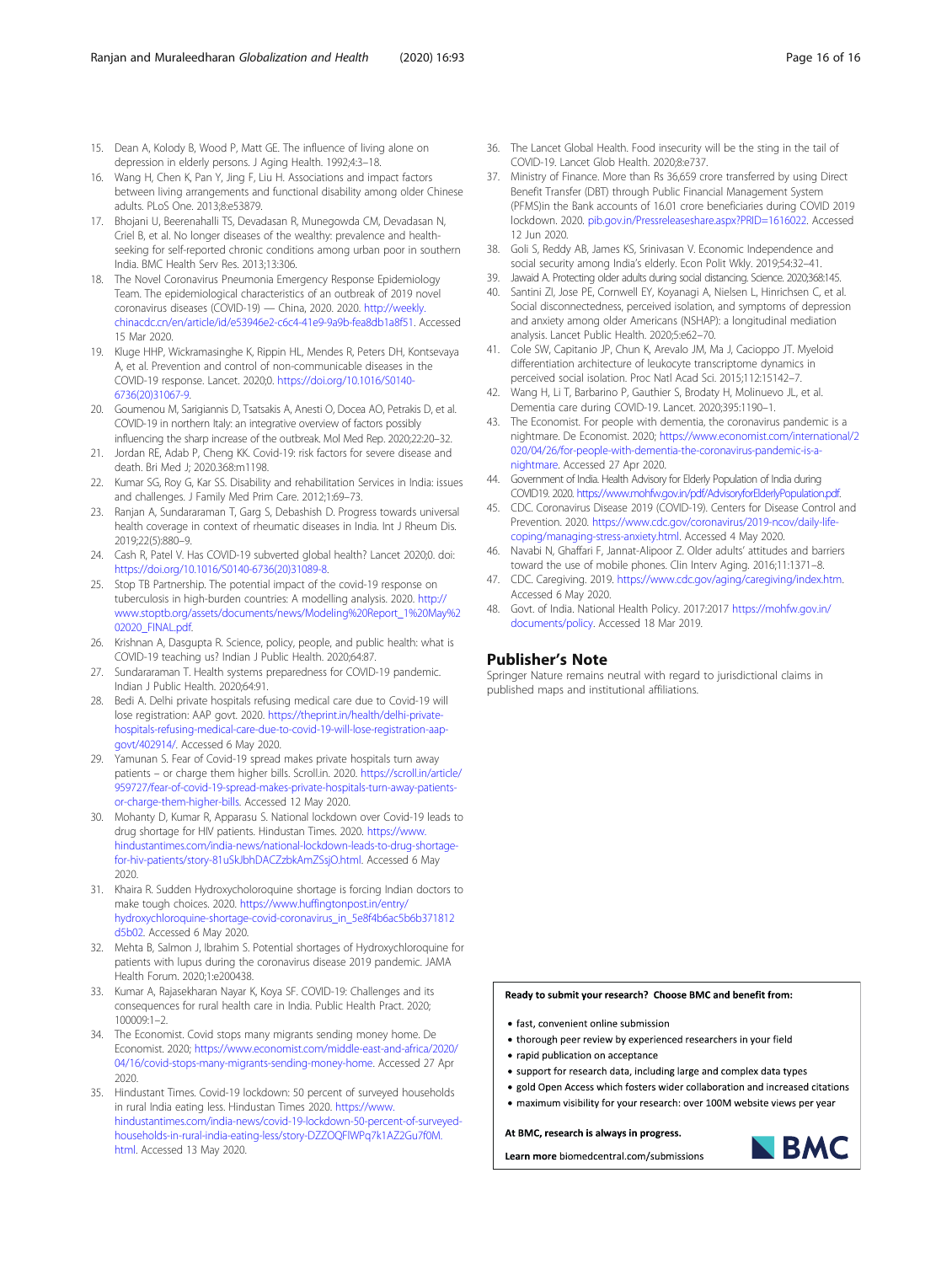15. Dean A, Kolody B, Wood P, Matt GE. The influence of living alone on depression in elderly persons. J Aging Health. 1992;4:3–18.
16. Wang H, Chen K, Pan Y, Jing F, Liu H. Associations and impact factors between living arrangements and functional disability among older Chinese adults. PLoS One. 2013;8:e53879.
17. Bhojani U, Beerenahalli TS, Devadasan R, Munegowda CM, Devadasan N, Criel B, et al. No longer diseases of the wealthy: prevalence and health-seeking for self-reported chronic conditions among urban poor in southern India. BMC Health Serv Res. 2013;13:306.
18. The Novel Coronavirus Pneumonia Emergency Response Epidemiology Team. The epidemiological characteristics of an outbreak of 2019 novel coronavirus diseases (COVID-19) — China, 2020. 2020. http://weekly.chinacdc.cn/en/article/id/e53946e2-c6c4-41e9-9a9b-fea8db1a8f51. Accessed 15 Mar 2020.
19. Kluge HHP, Wickramasinghe K, Rippin HL, Mendes R, Peters DH, Kontsevaya A, et al. Prevention and control of non-communicable diseases in the COVID-19 response. Lancet. 2020;0. https://doi.org/10.1016/S0140-6736(20)31067-9.
20. Goumenou M, Sarigiannis D, Tsatsakis A, Anesti O, Docea AO, Petrakis D, et al. COVID-19 in northern Italy: an integrative overview of factors possibly influencing the sharp increase of the outbreak. Mol Med Rep. 2020;22:20–32.
21. Jordan RE, Adab P, Cheng KK. Covid-19: risk factors for severe disease and death. Bri Med J; 2020.368:m1198.
22. Kumar SG, Roy G, Kar SS. Disability and rehabilitation Services in India: issues and challenges. J Family Med Prim Care. 2012;1:69–73.
23. Ranjan A, Sundararaman T, Garg S, Debashish D. Progress towards universal health coverage in context of rheumatic diseases in India. Int J Rheum Dis. 2019;22(5):880–9.
24. Cash R, Patel V. Has COVID-19 subverted global health? Lancet 2020;0. doi: https://doi.org/10.1016/S0140-6736(20)31089-8.
25. Stop TB Partnership. The potential impact of the covid-19 response on tuberculosis in high-burden countries: A modelling analysis. 2020. http://www.stoptb.org/assets/documents/news/Modeling%20Report_1%20May%202020_FINAL.pdf.
26. Krishnan A, Dasgupta R. Science, policy, people, and public health: what is COVID-19 teaching us? Indian J Public Health. 2020;64:87.
27. Sundararaman T. Health systems preparedness for COVID-19 pandemic. Indian J Public Health. 2020;64:91.
28. Bedi A. Delhi private hospitals refusing medical care due to Covid-19 will lose registration: AAP govt. 2020. https://theprint.in/health/delhi-private-hospitals-refusing-medical-care-due-to-covid-19-will-lose-registration-aap-govt/402914/. Accessed 6 May 2020.
29. Yamunan S. Fear of Covid-19 spread makes private hospitals turn away patients – or charge them higher bills. Scroll.in. 2020. https://scroll.in/article/959727/fear-of-covid-19-spread-makes-private-hospitals-turn-away-patients-or-charge-them-higher-bills. Accessed 12 May 2020.
30. Mohanty D, Kumar R, Apparasu S. National lockdown over Covid-19 leads to drug shortage for HIV patients. Hindustan Times. 2020. https://www.hindustantimes.com/india-news/national-lockdown-leads-to-drug-shortage-for-hiv-patients/story-81uSkJbhDACZzbkAmZSsjO.html. Accessed 6 May 2020.
31. Khaira R. Sudden Hydroxycholoroquine shortage is forcing Indian doctors to make tough choices. 2020. https://www.huffingtonpost.in/entry/hydroxychloroquine-shortage-covid-coronavirus_in_5e8f4b6ac5b6b371812d5b02. Accessed 6 May 2020.
32. Mehta B, Salmon J, Ibrahim S. Potential shortages of Hydroxychloroquine for patients with lupus during the coronavirus disease 2019 pandemic. JAMA Health Forum. 2020;1:e200438.
33. Kumar A, Rajasekharan Nayar K, Koya SF. COVID-19: Challenges and its consequences for rural health care in India. Public Health Pract. 2020; 100009:1–2.
34. The Economist. Covid stops many migrants sending money home. De Economist. 2020; https://www.economist.com/middle-east-and-africa/2020/04/16/covid-stops-many-migrants-sending-money-home. Accessed 27 Apr 2020.
35. Hindustant Times. Covid-19 lockdown: 50 percent of surveyed households in rural India eating less. Hindustan Times 2020. https://www.hindustantimes.com/india-news/covid-19-lockdown-50-percent-of-surveyed-households-in-rural-india-eating-less/story-DZZOQFIWPq7k1AZ2Gu7f0M.html. Accessed 13 May 2020.
36. The Lancet Global Health. Food insecurity will be the sting in the tail of COVID-19. Lancet Glob Health. 2020;8:e737.
37. Ministry of Finance. More than Rs 36,659 crore transferred by using Direct Benefit Transfer (DBT) through Public Financial Management System (PFMS)in the Bank accounts of 16.01 crore beneficiaries during COVID 2019 lockdown. 2020. pib.gov.in/Pressreleaseshare.aspx?PRID=1616022. Accessed 12 Jun 2020.
38. Goli S, Reddy AB, James KS, Srinivasan V. Economic Independence and social security among India's elderly. Econ Polit Wkly. 2019;54:32–41.
39. Jawaid A. Protecting older adults during social distancing. Science. 2020;368:145.
40. Santini ZI, Jose PE, Cornwell EY, Koyanagi A, Nielsen L, Hinrichsen C, et al. Social disconnectedness, perceived isolation, and symptoms of depression and anxiety among older Americans (NSHAP): a longitudinal mediation analysis. Lancet Public Health. 2020;5:e62–70.
41. Cole SW, Capitanio JP, Chun K, Arevalo JM, Ma J, Cacioppo JT. Myeloid differentiation architecture of leukocyte transcriptome dynamics in perceived social isolation. Proc Natl Acad Sci. 2015;112:15142–7.
42. Wang H, Li T, Barbarino P, Gauthier S, Brodaty H, Molinuevo JL, et al. Dementia care during COVID-19. Lancet. 2020;395:1190–1.
43. The Economist. For people with dementia, the coronavirus pandemic is a nightmare. De Economist. 2020; https://www.economist.com/international/2020/04/26/for-people-with-dementia-the-coronavirus-pandemic-is-a-nightmare. Accessed 27 Apr 2020.
44. Government of India. Health Advisory for Elderly Population of India during COVID19. 2020. https://www.mohfw.gov.in/pdf/AdvisoryforElderlyPopulation.pdf.
45. CDC. Coronavirus Disease 2019 (COVID-19). Centers for Disease Control and Prevention. 2020. https://www.cdc.gov/coronavirus/2019-ncov/daily-life-coping/managing-stress-anxiety.html. Accessed 4 May 2020.
46. Navabi N, Ghaffari F, Jannat-Alipoor Z. Older adults' attitudes and barriers toward the use of mobile phones. Clin Interv Aging. 2016;11:1371–8.
47. CDC. Caregiving. 2019. https://www.cdc.gov/aging/caregiving/index.htm. Accessed 6 May 2020.
48. Govt. of India. National Health Policy. 2017:2017 https://mohfw.gov.in/documents/policy. Accessed 18 Mar 2019.

## Publisher's Note

Springer Nature remains neutral with regard to jurisdictional claims in published maps and institutional affiliations.

**Ready to submit your research? Choose BMC and benefit from:**

- fast, convenient online submission
- thorough peer review by experienced researchers in your field
- rapid publication on acceptance
- support for research data, including large and complex data types
- gold Open Access which fosters wider collaboration and increased citations
- maximum visibility for your research: over 100M website views per year

**At BMC, research is always in progress.**

**Learn more** biomedcentral.com/submissions

BMC